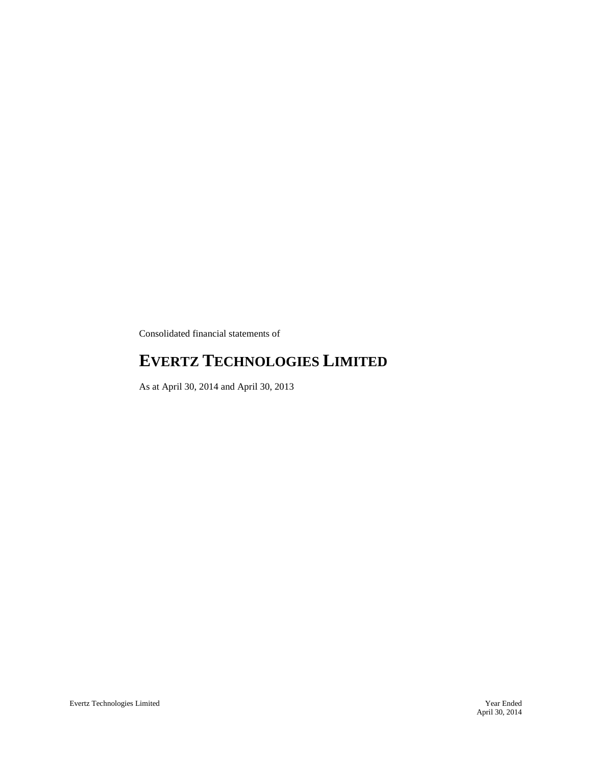Consolidated financial statements of

# EVERTZ TECHNOLOGIES LIMITED

As at April 30, 2014 and April 30, 2013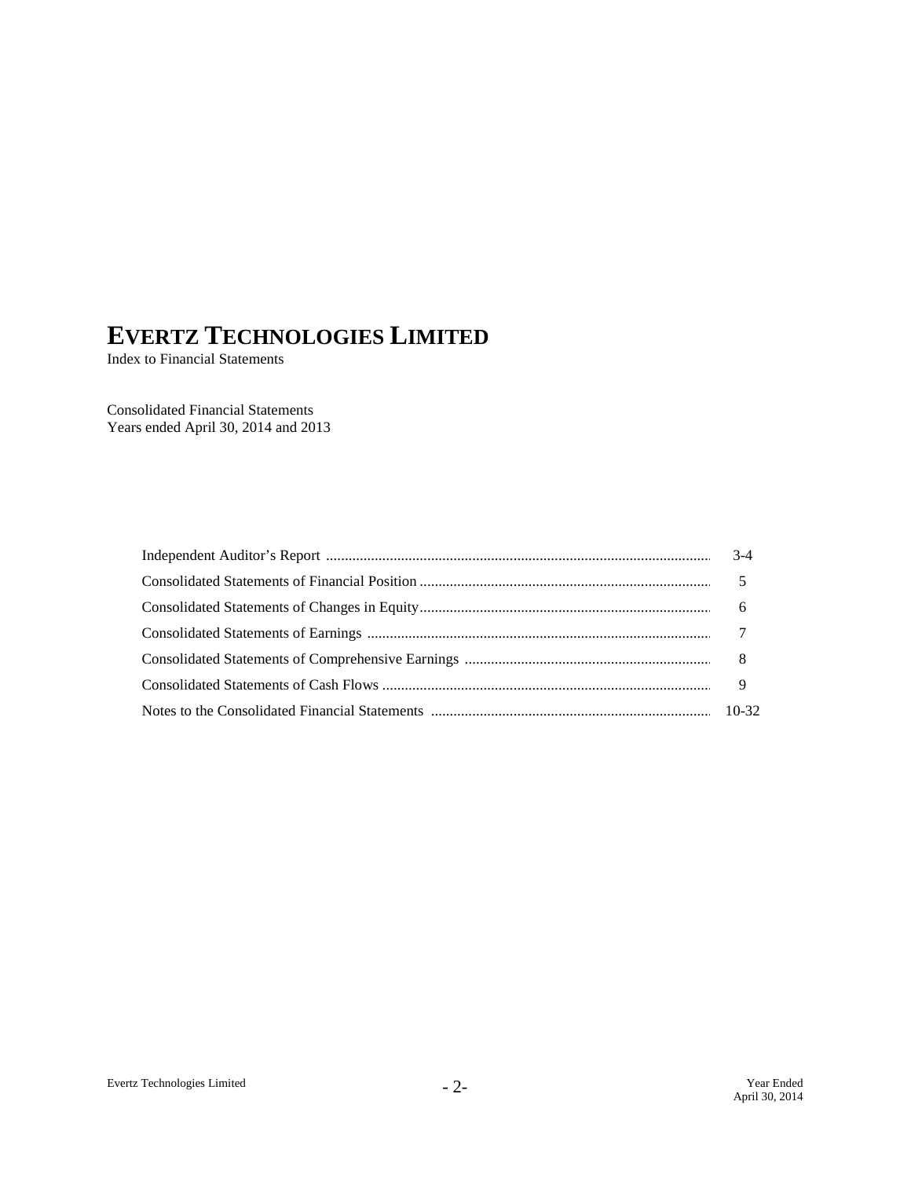# EVERTZ TECHNOLOGIES LIMITED

Index to Financial Statements

Consolidated Financial Statements
Years ended April 30, 2014 and 2013

| | |
|---|---|
| Independent Auditor's Report | 3-4 |
| Consolidated Statements of Financial Position | 5 |
| Consolidated Statements of Changes in Equity | 6 |
| Consolidated Statements of Earnings | 7 |
| Consolidated Statements of Comprehensive Earnings | 8 |
| Consolidated Statements of Cash Flows | 9 |
| Notes to the Consolidated Financial Statements | 10-32 |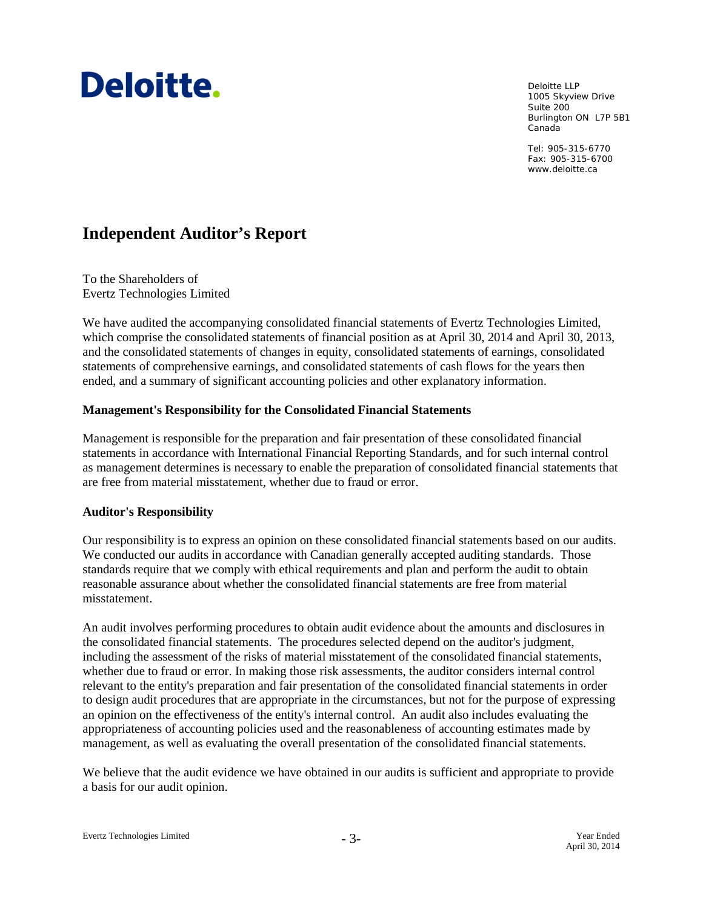Deloitte.

Deloitte LLP
1005 Skyview Drive
Suite 200
Burlington ON L7P 5B1
Canada

Tel: 905-315-6770
Fax: 905-315-6700
www.deloitte.ca

# Independent Auditor's Report

To the Shareholders of
Evertz Technologies Limited

We have audited the accompanying consolidated financial statements of Evertz Technologies Limited, which comprise the consolidated statements of financial position as at April 30, 2014 and April 30, 2013, and the consolidated statements of changes in equity, consolidated statements of earnings, consolidated statements of comprehensive earnings, and consolidated statements of cash flows for the years then ended, and a summary of significant accounting policies and other explanatory information.

### Management's Responsibility for the Consolidated Financial Statements

Management is responsible for the preparation and fair presentation of these consolidated financial statements in accordance with International Financial Reporting Standards, and for such internal control as management determines is necessary to enable the preparation of consolidated financial statements that are free from material misstatement, whether due to fraud or error.

### Auditor's Responsibility

Our responsibility is to express an opinion on these consolidated financial statements based on our audits. We conducted our audits in accordance with Canadian generally accepted auditing standards. Those standards require that we comply with ethical requirements and plan and perform the audit to obtain reasonable assurance about whether the consolidated financial statements are free from material misstatement.

An audit involves performing procedures to obtain audit evidence about the amounts and disclosures in the consolidated financial statements. The procedures selected depend on the auditor's judgment, including the assessment of the risks of material misstatement of the consolidated financial statements, whether due to fraud or error. In making those risk assessments, the auditor considers internal control relevant to the entity's preparation and fair presentation of the consolidated financial statements in order to design audit procedures that are appropriate in the circumstances, but not for the purpose of expressing an opinion on the effectiveness of the entity's internal control. An audit also includes evaluating the appropriateness of accounting policies used and the reasonableness of accounting estimates made by management, as well as evaluating the overall presentation of the consolidated financial statements.

We believe that the audit evidence we have obtained in our audits is sufficient and appropriate to provide a basis for our audit opinion.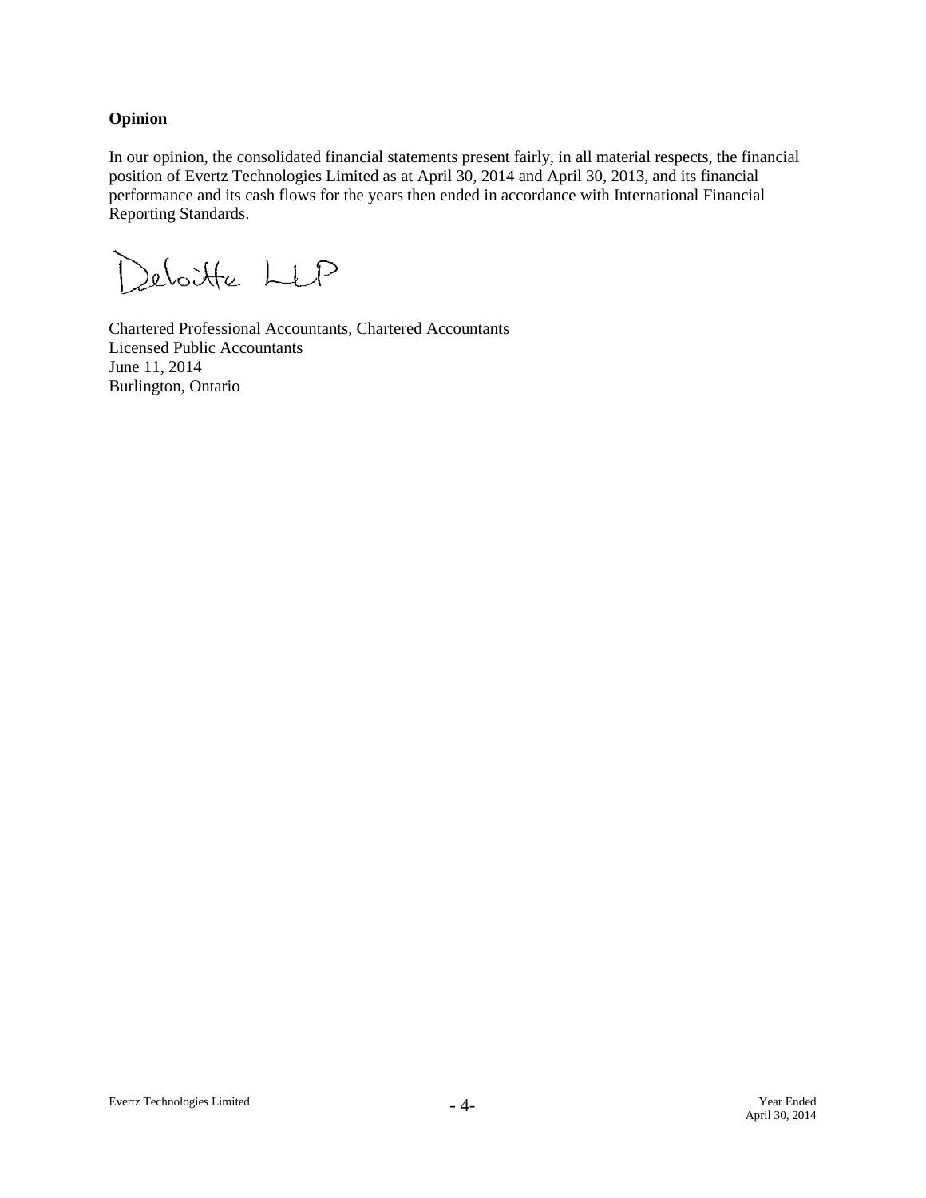**Opinion**

In our opinion, the consolidated financial statements present fairly, in all material respects, the financial position of Evertz Technologies Limited as at April 30, 2014 and April 30, 2013, and its financial performance and its cash flows for the years then ended in accordance with International Financial Reporting Standards.

Deloitte LLP

Chartered Professional Accountants, Chartered Accountants
Licensed Public Accountants
June 11, 2014
Burlington, Ontario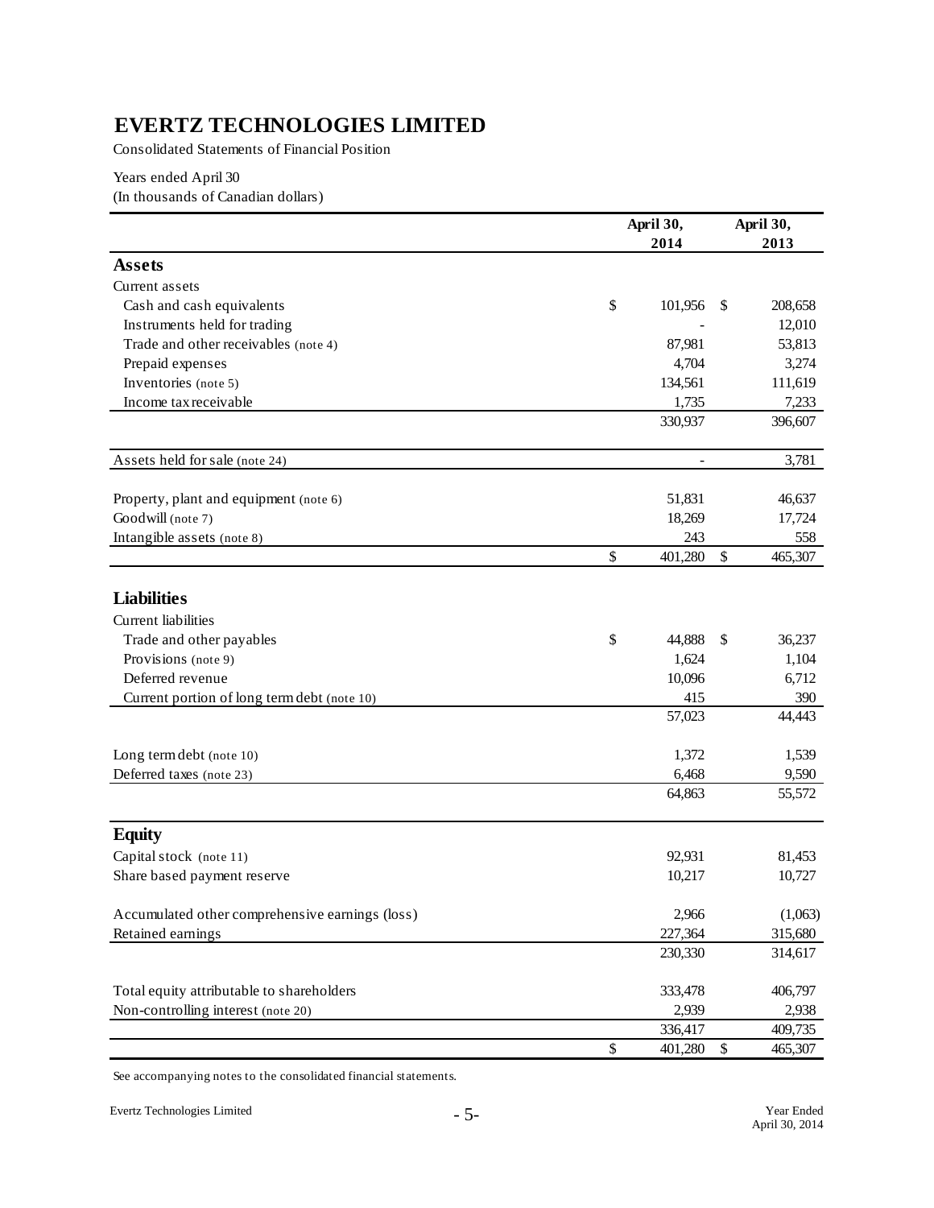# EVERTZ TECHNOLOGIES LIMITED

Consolidated Statements of Financial Position

Years ended April 30
(In thousands of Canadian dollars)

| | April 30, 2014 | April 30, 2013 |
|---|---|---|
| **Assets** | | |
| Current assets | | |
| Cash and cash equivalents | $ 101,956 | $ 208,658 |
| Instruments held for trading | - | 12,010 |
| Trade and other receivables (note 4) | 87,981 | 53,813 |
| Prepaid expenses | 4,704 | 3,274 |
| Inventories (note 5) | 134,561 | 111,619 |
| Income tax receivable | 1,735 | 7,233 |
| | 330,937 | 396,607 |
| Assets held for sale (note 24) | - | 3,781 |
| Property, plant and equipment (note 6) | 51,831 | 46,637 |
| Goodwill (note 7) | 18,269 | 17,724 |
| Intangible assets (note 8) | 243 | 558 |
| | $ 401,280 | $ 465,307 |
| **Liabilities** | | |
| Current liabilities | | |
| Trade and other payables | $ 44,888 | $ 36,237 |
| Provisions (note 9) | 1,624 | 1,104 |
| Deferred revenue | 10,096 | 6,712 |
| Current portion of long term debt (note 10) | 415 | 390 |
| | 57,023 | 44,443 |
| Long term debt (note 10) | 1,372 | 1,539 |
| Deferred taxes (note 23) | 6,468 | 9,590 |
| | 64,863 | 55,572 |
| **Equity** | | |
| Capital stock (note 11) | 92,931 | 81,453 |
| Share based payment reserve | 10,217 | 10,727 |
| Accumulated other comprehensive earnings (loss) | 2,966 | (1,063) |
| Retained earnings | 227,364 | 315,680 |
| | 230,330 | 314,617 |
| Total equity attributable to shareholders | 333,478 | 406,797 |
| Non-controlling interest (note 20) | 2,939 | 2,938 |
| | 336,417 | 409,735 |
| | $ 401,280 | $ 465,307 |

See accompanying notes to the consolidated financial statements.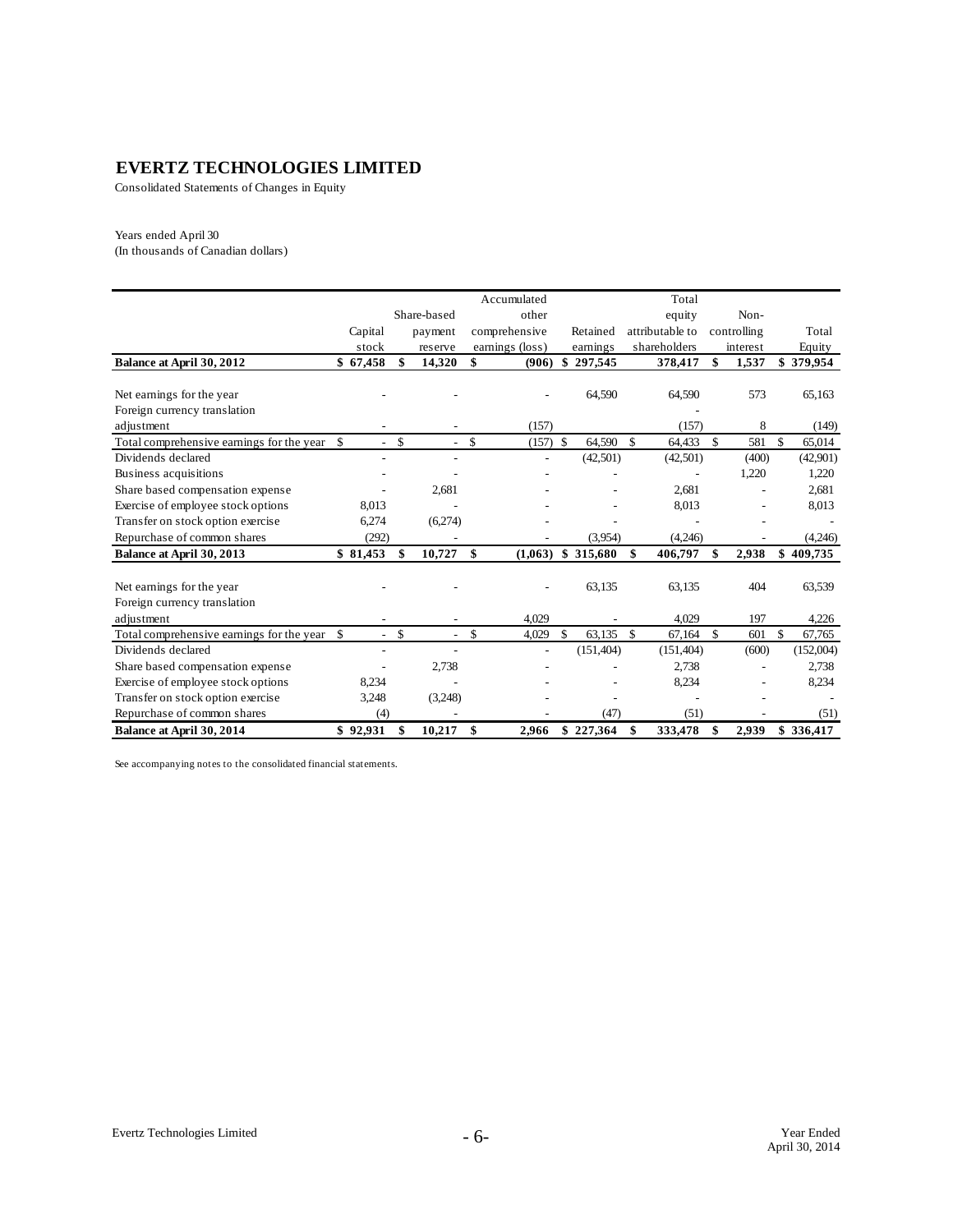# EVERTZ TECHNOLOGIES LIMITED

Consolidated Statements of Changes in Equity

Years ended April 30
(In thousands of Canadian dollars)

| | Capital stock | Share-based payment reserve | Accumulated other comprehensive earnings (loss) | Retained earnings | Total equity attributable to shareholders | Non-controlling interest | Total Equity |
|---|---|---|---|---|---|---|---|
| **Balance at April 30, 2012** | **$ 67,458** | **$ 14,320** | **$ (906)** | **$ 297,545** | **378,417** | **$ 1,537** | **$ 379,954** |
| Net earnings for the year | - | - | - | 64,590 | 64,590 | 573 | 65,163 |
| Foreign currency translation adjustment | - | - | (157) | | (157) | 8 | (149) |
| Total comprehensive earnings for the year | $ - | $ - | $ (157) | $ 64,590 | $ 64,433 | $ 581 | $ 65,014 |
| Dividends declared | - | - | - | (42,501) | (42,501) | (400) | (42,901) |
| Business acquisitions | - | - | - | - | - | 1,220 | 1,220 |
| Share based compensation expense | - | 2,681 | - | - | 2,681 | - | 2,681 |
| Exercise of employee stock options | 8,013 | - | - | - | 8,013 | - | 8,013 |
| Transfer on stock option exercise | 6,274 | (6,274) | - | - | - | - | - |
| Repurchase of common shares | (292) | - | - | (3,954) | (4,246) | - | (4,246) |
| **Balance at April 30, 2013** | **$ 81,453** | **$ 10,727** | **$ (1,063)** | **$ 315,680** | **$ 406,797** | **$ 2,938** | **$ 409,735** |
| Net earnings for the year | - | - | - | 63,135 | 63,135 | 404 | 63,539 |
| Foreign currency translation adjustment | - | - | 4,029 | - | 4,029 | 197 | 4,226 |
| Total comprehensive earnings for the year | $ - | $ - | $ 4,029 | $ 63,135 | $ 67,164 | $ 601 | $ 67,765 |
| Dividends declared | - | - | - | (151,404) | (151,404) | (600) | (152,004) |
| Share based compensation expense | - | 2,738 | - | - | 2,738 | - | 2,738 |
| Exercise of employee stock options | 8,234 | - | - | - | 8,234 | - | 8,234 |
| Transfer on stock option exercise | 3,248 | (3,248) | - | - | - | - | - |
| Repurchase of common shares | (4) | - | - | (47) | (51) | - | (51) |
| **Balance at April 30, 2014** | **$ 92,931** | **$ 10,217** | **$ 2,966** | **$ 227,364** | **$ 333,478** | **$ 2,939** | **$ 336,417** |

See accompanying notes to the consolidated financial statements.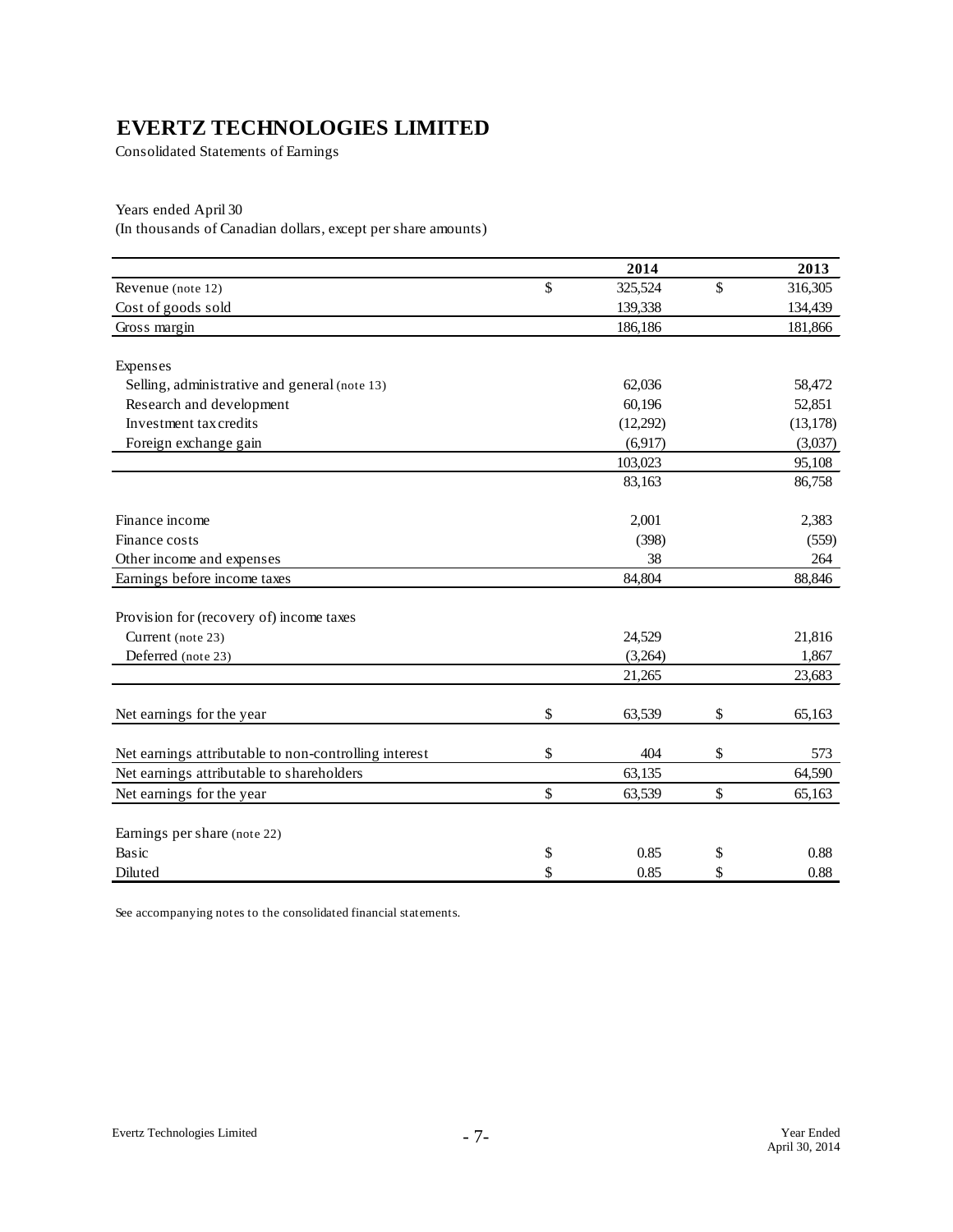# EVERTZ TECHNOLOGIES LIMITED

Consolidated Statements of Earnings

Years ended April 30
(In thousands of Canadian dollars, except per share amounts)

| | 2014 | 2013 |
|---|---|---|
| Revenue (note 12) | $ 325,524 | $ 316,305 |
| Cost of goods sold | 139,338 | 134,439 |
| Gross margin | 186,186 | 181,866 |
| | | |
| Expenses | | |
| Selling, administrative and general (note 13) | 62,036 | 58,472 |
| Research and development | 60,196 | 52,851 |
| Investment tax credits | (12,292) | (13,178) |
| Foreign exchange gain | (6,917) | (3,037) |
| | 103,023 | 95,108 |
| | 83,163 | 86,758 |
| | | |
| Finance income | 2,001 | 2,383 |
| Finance costs | (398) | (559) |
| Other income and expenses | 38 | 264 |
| Earnings before income taxes | 84,804 | 88,846 |
| | | |
| Provision for (recovery of) income taxes | | |
| Current (note 23) | 24,529 | 21,816 |
| Deferred (note 23) | (3,264) | 1,867 |
| | 21,265 | 23,683 |
| | | |
| Net earnings for the year | $ 63,539 | $ 65,163 |
| | | |
| Net earnings attributable to non-controlling interest | $ 404 | $ 573 |
| Net earnings attributable to shareholders | 63,135 | 64,590 |
| Net earnings for the year | $ 63,539 | $ 65,163 |
| | | |
| Earnings per share (note 22) | | |
| Basic | $ 0.85 | $ 0.88 |
| Diluted | $ 0.85 | $ 0.88 |

See accompanying notes to the consolidated financial statements.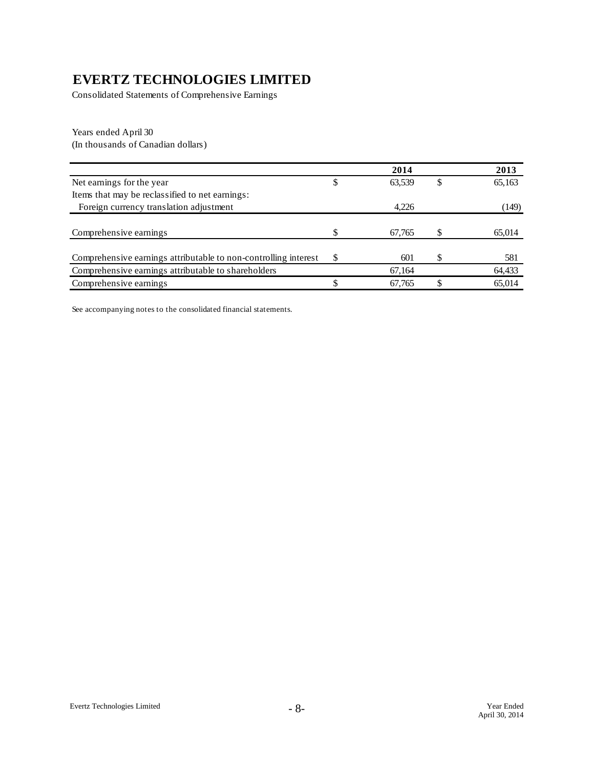# EVERTZ TECHNOLOGIES LIMITED

Consolidated Statements of Comprehensive Earnings

Years ended April 30
(In thousands of Canadian dollars)

| | 2014 | 2013 |
|---|---|---|
| Net earnings for the year | $ 63,539 | $ 65,163 |
| Items that may be reclassified to net earnings: | | |
| Foreign currency translation adjustment | 4,226 | (149) |
| Comprehensive earnings | $ 67,765 | $ 65,014 |
| Comprehensive earnings attributable to non-controlling interest | $ 601 | $ 581 |
| Comprehensive earnings attributable to shareholders | 67,164 | 64,433 |
| Comprehensive earnings | $ 67,765 | $ 65,014 |

See accompanying notes to the consolidated financial statements.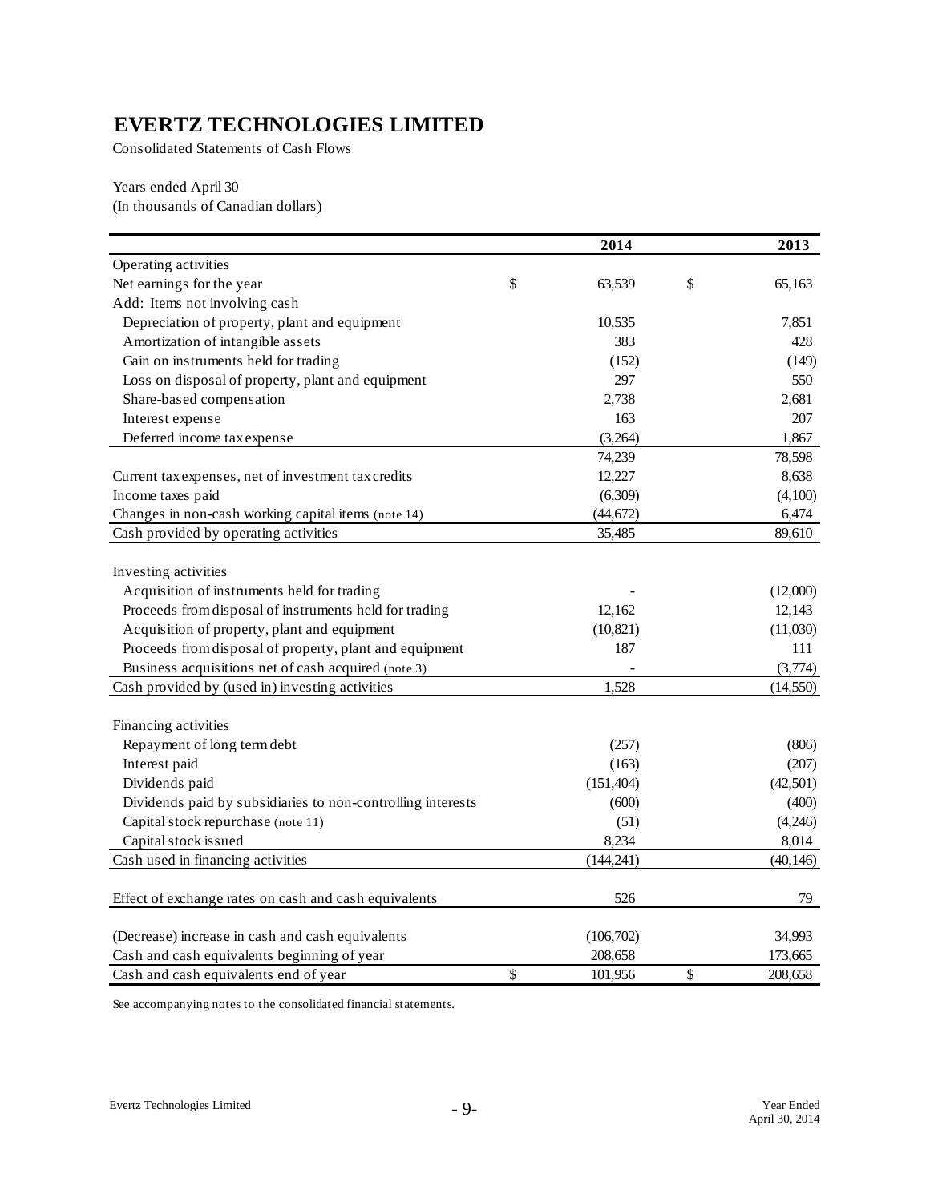# EVERTZ TECHNOLOGIES LIMITED

Consolidated Statements of Cash Flows

Years ended April 30
(In thousands of Canadian dollars)

| | 2014 | 2013 |
|---|---|---|
| Operating activities | | |
| Net earnings for the year | $ 63,539 | $ 65,163 |
| Add: Items not involving cash | | |
| Depreciation of property, plant and equipment | 10,535 | 7,851 |
| Amortization of intangible assets | 383 | 428 |
| Gain on instruments held for trading | (152) | (149) |
| Loss on disposal of property, plant and equipment | 297 | 550 |
| Share-based compensation | 2,738 | 2,681 |
| Interest expense | 163 | 207 |
| Deferred income tax expense | (3,264) | 1,867 |
| | 74,239 | 78,598 |
| Current tax expenses, net of investment tax credits | 12,227 | 8,638 |
| Income taxes paid | (6,309) | (4,100) |
| Changes in non-cash working capital items (note 14) | (44,672) | 6,474 |
| Cash provided by operating activities | 35,485 | 89,610 |
| | | |
| Investing activities | | |
| Acquisition of instruments held for trading | - | (12,000) |
| Proceeds from disposal of instruments held for trading | 12,162 | 12,143 |
| Acquisition of property, plant and equipment | (10,821) | (11,030) |
| Proceeds from disposal of property, plant and equipment | 187 | 111 |
| Business acquisitions net of cash acquired (note 3) | - | (3,774) |
| Cash provided by (used in) investing activities | 1,528 | (14,550) |
| | | |
| Financing activities | | |
| Repayment of long term debt | (257) | (806) |
| Interest paid | (163) | (207) |
| Dividends paid | (151,404) | (42,501) |
| Dividends paid by subsidiaries to non-controlling interests | (600) | (400) |
| Capital stock repurchase (note 11) | (51) | (4,246) |
| Capital stock issued | 8,234 | 8,014 |
| Cash used in financing activities | (144,241) | (40,146) |
| | | |
| Effect of exchange rates on cash and cash equivalents | 526 | 79 |
| | | |
| (Decrease) increase in cash and cash equivalents | (106,702) | 34,993 |
| Cash and cash equivalents beginning of year | 208,658 | 173,665 |
| Cash and cash equivalents end of year | $ 101,956 | $ 208,658 |

See accompanying notes to the consolidated financial statements.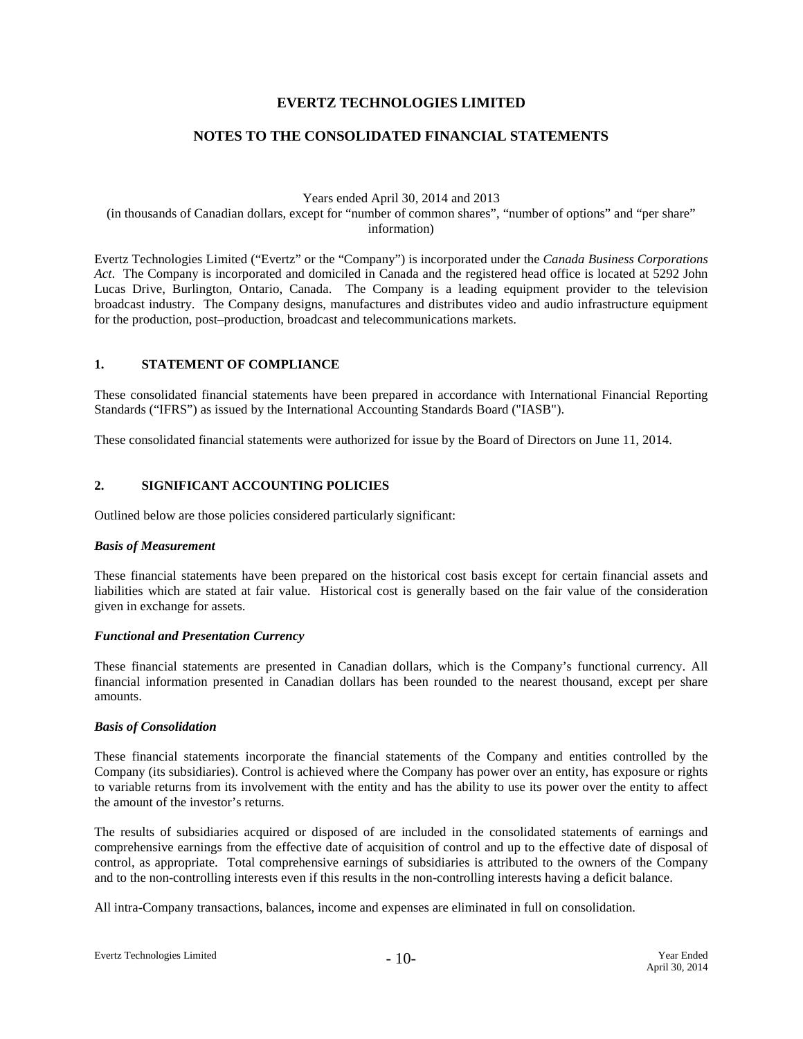# EVERTZ TECHNOLOGIES LIMITED

## NOTES TO THE CONSOLIDATED FINANCIAL STATEMENTS

Years ended April 30, 2014 and 2013
(in thousands of Canadian dollars, except for "number of common shares", "number of options" and "per share" information)

Evertz Technologies Limited ("Evertz" or the "Company") is incorporated under the *Canada Business Corporations Act*. The Company is incorporated and domiciled in Canada and the registered head office is located at 5292 John Lucas Drive, Burlington, Ontario, Canada. The Company is a leading equipment provider to the television broadcast industry. The Company designs, manufactures and distributes video and audio infrastructure equipment for the production, post–production, broadcast and telecommunications markets.

### 1. STATEMENT OF COMPLIANCE

These consolidated financial statements have been prepared in accordance with International Financial Reporting Standards ("IFRS") as issued by the International Accounting Standards Board ("IASB").

These consolidated financial statements were authorized for issue by the Board of Directors on June 11, 2014.

### 2. SIGNIFICANT ACCOUNTING POLICIES

Outlined below are those policies considered particularly significant:

***Basis of Measurement***

These financial statements have been prepared on the historical cost basis except for certain financial assets and liabilities which are stated at fair value. Historical cost is generally based on the fair value of the consideration given in exchange for assets.

***Functional and Presentation Currency***

These financial statements are presented in Canadian dollars, which is the Company's functional currency. All financial information presented in Canadian dollars has been rounded to the nearest thousand, except per share amounts.

***Basis of Consolidation***

These financial statements incorporate the financial statements of the Company and entities controlled by the Company (its subsidiaries). Control is achieved where the Company has power over an entity, has exposure or rights to variable returns from its involvement with the entity and has the ability to use its power over the entity to affect the amount of the investor's returns.

The results of subsidiaries acquired or disposed of are included in the consolidated statements of earnings and comprehensive earnings from the effective date of acquisition of control and up to the effective date of disposal of control, as appropriate. Total comprehensive earnings of subsidiaries is attributed to the owners of the Company and to the non-controlling interests even if this results in the non-controlling interests having a deficit balance.

All intra-Company transactions, balances, income and expenses are eliminated in full on consolidation.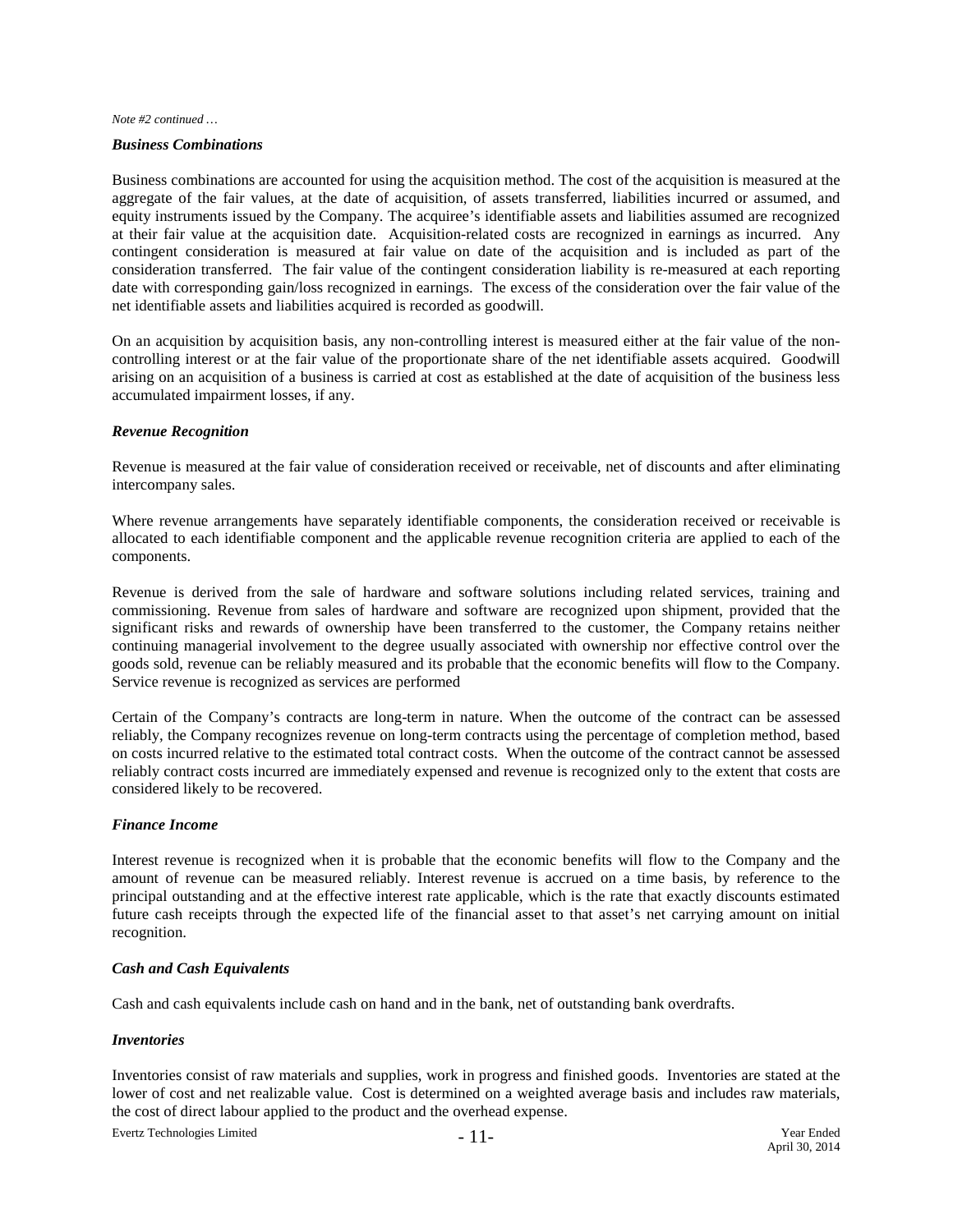*Note #2 continued …*

***Business Combinations***

Business combinations are accounted for using the acquisition method. The cost of the acquisition is measured at the aggregate of the fair values, at the date of acquisition, of assets transferred, liabilities incurred or assumed, and equity instruments issued by the Company. The acquiree's identifiable assets and liabilities assumed are recognized at their fair value at the acquisition date. Acquisition-related costs are recognized in earnings as incurred. Any contingent consideration is measured at fair value on date of the acquisition and is included as part of the consideration transferred. The fair value of the contingent consideration liability is re-measured at each reporting date with corresponding gain/loss recognized in earnings. The excess of the consideration over the fair value of the net identifiable assets and liabilities acquired is recorded as goodwill.

On an acquisition by acquisition basis, any non-controlling interest is measured either at the fair value of the non-controlling interest or at the fair value of the proportionate share of the net identifiable assets acquired. Goodwill arising on an acquisition of a business is carried at cost as established at the date of acquisition of the business less accumulated impairment losses, if any.

***Revenue Recognition***

Revenue is measured at the fair value of consideration received or receivable, net of discounts and after eliminating intercompany sales.

Where revenue arrangements have separately identifiable components, the consideration received or receivable is allocated to each identifiable component and the applicable revenue recognition criteria are applied to each of the components.

Revenue is derived from the sale of hardware and software solutions including related services, training and commissioning. Revenue from sales of hardware and software are recognized upon shipment, provided that the significant risks and rewards of ownership have been transferred to the customer, the Company retains neither continuing managerial involvement to the degree usually associated with ownership nor effective control over the goods sold, revenue can be reliably measured and its probable that the economic benefits will flow to the Company. Service revenue is recognized as services are performed

Certain of the Company's contracts are long-term in nature. When the outcome of the contract can be assessed reliably, the Company recognizes revenue on long-term contracts using the percentage of completion method, based on costs incurred relative to the estimated total contract costs. When the outcome of the contract cannot be assessed reliably contract costs incurred are immediately expensed and revenue is recognized only to the extent that costs are considered likely to be recovered.

***Finance Income***

Interest revenue is recognized when it is probable that the economic benefits will flow to the Company and the amount of revenue can be measured reliably. Interest revenue is accrued on a time basis, by reference to the principal outstanding and at the effective interest rate applicable, which is the rate that exactly discounts estimated future cash receipts through the expected life of the financial asset to that asset's net carrying amount on initial recognition.

***Cash and Cash Equivalents***

Cash and cash equivalents include cash on hand and in the bank, net of outstanding bank overdrafts.

***Inventories***

Inventories consist of raw materials and supplies, work in progress and finished goods. Inventories are stated at the lower of cost and net realizable value. Cost is determined on a weighted average basis and includes raw materials, the cost of direct labour applied to the product and the overhead expense.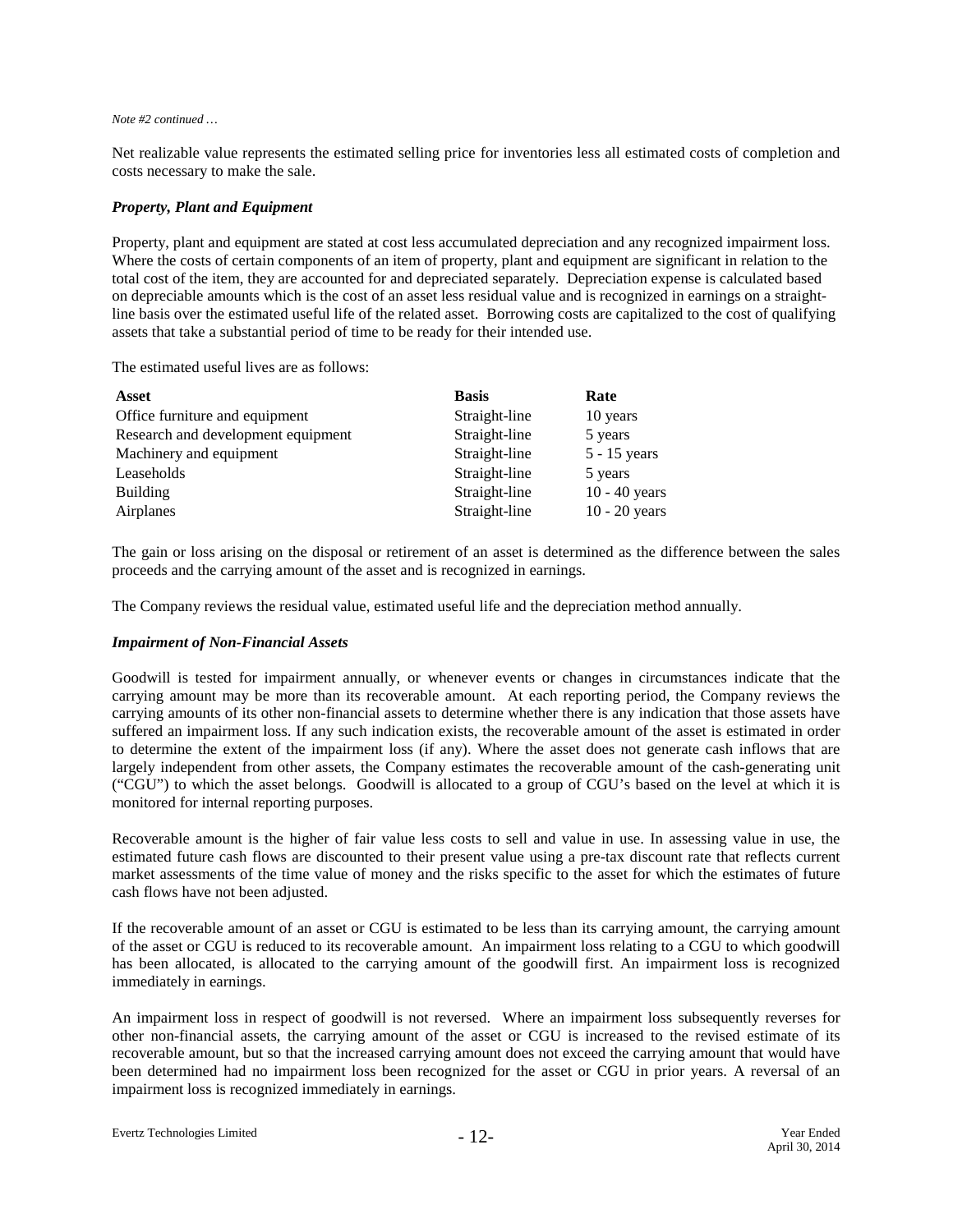*Note #2 continued …*

Net realizable value represents the estimated selling price for inventories less all estimated costs of completion and costs necessary to make the sale.

***Property, Plant and Equipment***

Property, plant and equipment are stated at cost less accumulated depreciation and any recognized impairment loss. Where the costs of certain components of an item of property, plant and equipment are significant in relation to the total cost of the item, they are accounted for and depreciated separately. Depreciation expense is calculated based on depreciable amounts which is the cost of an asset less residual value and is recognized in earnings on a straight-line basis over the estimated useful life of the related asset. Borrowing costs are capitalized to the cost of qualifying assets that take a substantial period of time to be ready for their intended use.

The estimated useful lives are as follows:

| Asset | Basis | Rate |
|---|---|---|
| Office furniture and equipment | Straight-line | 10 years |
| Research and development equipment | Straight-line | 5 years |
| Machinery and equipment | Straight-line | 5 - 15 years |
| Leaseholds | Straight-line | 5 years |
| Building | Straight-line | 10 - 40 years |
| Airplanes | Straight-line | 10 - 20 years |

The gain or loss arising on the disposal or retirement of an asset is determined as the difference between the sales proceeds and the carrying amount of the asset and is recognized in earnings.

The Company reviews the residual value, estimated useful life and the depreciation method annually.

***Impairment of Non-Financial Assets***

Goodwill is tested for impairment annually, or whenever events or changes in circumstances indicate that the carrying amount may be more than its recoverable amount. At each reporting period, the Company reviews the carrying amounts of its other non-financial assets to determine whether there is any indication that those assets have suffered an impairment loss. If any such indication exists, the recoverable amount of the asset is estimated in order to determine the extent of the impairment loss (if any). Where the asset does not generate cash inflows that are largely independent from other assets, the Company estimates the recoverable amount of the cash-generating unit ("CGU") to which the asset belongs. Goodwill is allocated to a group of CGU's based on the level at which it is monitored for internal reporting purposes.

Recoverable amount is the higher of fair value less costs to sell and value in use. In assessing value in use, the estimated future cash flows are discounted to their present value using a pre-tax discount rate that reflects current market assessments of the time value of money and the risks specific to the asset for which the estimates of future cash flows have not been adjusted.

If the recoverable amount of an asset or CGU is estimated to be less than its carrying amount, the carrying amount of the asset or CGU is reduced to its recoverable amount. An impairment loss relating to a CGU to which goodwill has been allocated, is allocated to the carrying amount of the goodwill first. An impairment loss is recognized immediately in earnings.

An impairment loss in respect of goodwill is not reversed. Where an impairment loss subsequently reverses for other non-financial assets, the carrying amount of the asset or CGU is increased to the revised estimate of its recoverable amount, but so that the increased carrying amount does not exceed the carrying amount that would have been determined had no impairment loss been recognized for the asset or CGU in prior years. A reversal of an impairment loss is recognized immediately in earnings.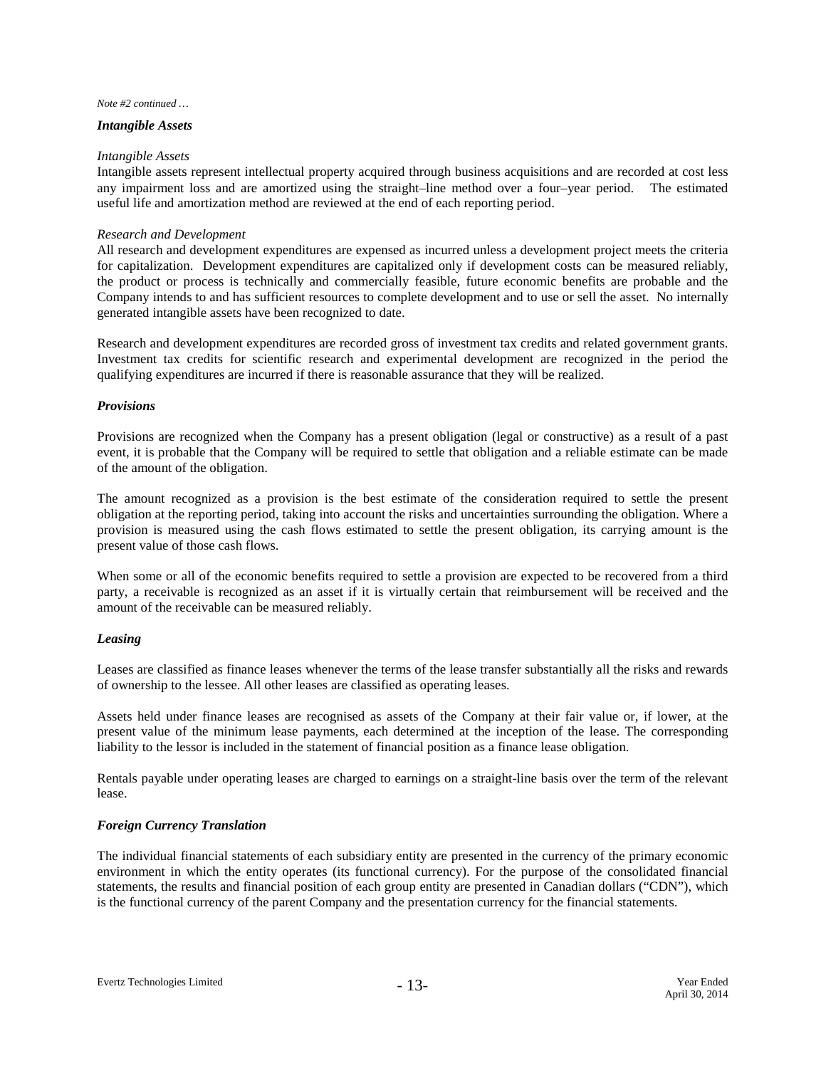*Note #2 continued …*

***Intangible Assets***

*Intangible Assets*

Intangible assets represent intellectual property acquired through business acquisitions and are recorded at cost less any impairment loss and are amortized using the straight–line method over a four–year period. The estimated useful life and amortization method are reviewed at the end of each reporting period.

*Research and Development*

All research and development expenditures are expensed as incurred unless a development project meets the criteria for capitalization. Development expenditures are capitalized only if development costs can be measured reliably, the product or process is technically and commercially feasible, future economic benefits are probable and the Company intends to and has sufficient resources to complete development and to use or sell the asset. No internally generated intangible assets have been recognized to date.

Research and development expenditures are recorded gross of investment tax credits and related government grants. Investment tax credits for scientific research and experimental development are recognized in the period the qualifying expenditures are incurred if there is reasonable assurance that they will be realized.

***Provisions***

Provisions are recognized when the Company has a present obligation (legal or constructive) as a result of a past event, it is probable that the Company will be required to settle that obligation and a reliable estimate can be made of the amount of the obligation.

The amount recognized as a provision is the best estimate of the consideration required to settle the present obligation at the reporting period, taking into account the risks and uncertainties surrounding the obligation. Where a provision is measured using the cash flows estimated to settle the present obligation, its carrying amount is the present value of those cash flows.

When some or all of the economic benefits required to settle a provision are expected to be recovered from a third party, a receivable is recognized as an asset if it is virtually certain that reimbursement will be received and the amount of the receivable can be measured reliably.

***Leasing***

Leases are classified as finance leases whenever the terms of the lease transfer substantially all the risks and rewards of ownership to the lessee. All other leases are classified as operating leases.

Assets held under finance leases are recognised as assets of the Company at their fair value or, if lower, at the present value of the minimum lease payments, each determined at the inception of the lease. The corresponding liability to the lessor is included in the statement of financial position as a finance lease obligation.

Rentals payable under operating leases are charged to earnings on a straight-line basis over the term of the relevant lease.

***Foreign Currency Translation***

The individual financial statements of each subsidiary entity are presented in the currency of the primary economic environment in which the entity operates (its functional currency). For the purpose of the consolidated financial statements, the results and financial position of each group entity are presented in Canadian dollars ("CDN"), which is the functional currency of the parent Company and the presentation currency for the financial statements.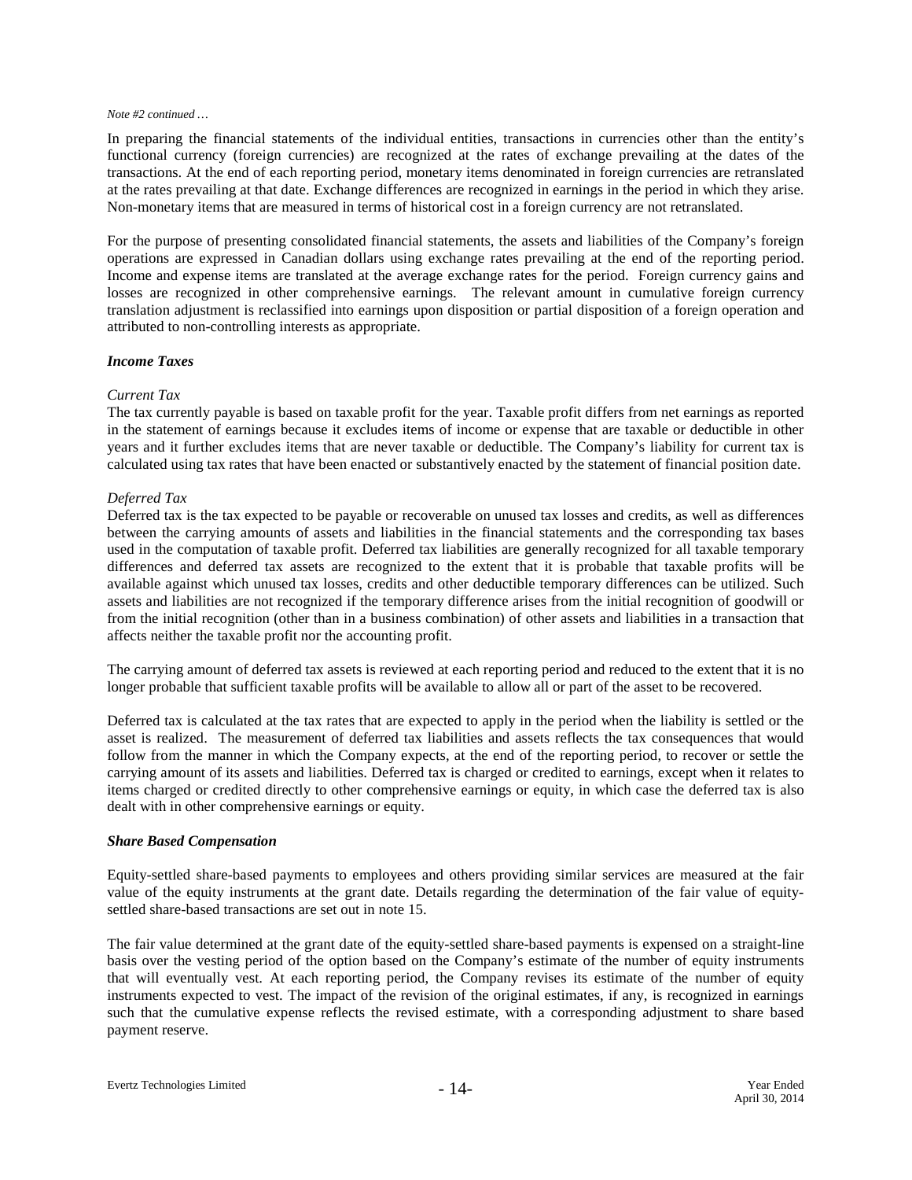*Note #2 continued …*

In preparing the financial statements of the individual entities, transactions in currencies other than the entity's functional currency (foreign currencies) are recognized at the rates of exchange prevailing at the dates of the transactions. At the end of each reporting period, monetary items denominated in foreign currencies are retranslated at the rates prevailing at that date. Exchange differences are recognized in earnings in the period in which they arise. Non-monetary items that are measured in terms of historical cost in a foreign currency are not retranslated.

For the purpose of presenting consolidated financial statements, the assets and liabilities of the Company's foreign operations are expressed in Canadian dollars using exchange rates prevailing at the end of the reporting period. Income and expense items are translated at the average exchange rates for the period. Foreign currency gains and losses are recognized in other comprehensive earnings. The relevant amount in cumulative foreign currency translation adjustment is reclassified into earnings upon disposition or partial disposition of a foreign operation and attributed to non-controlling interests as appropriate.

***Income Taxes***

*Current Tax*

The tax currently payable is based on taxable profit for the year. Taxable profit differs from net earnings as reported in the statement of earnings because it excludes items of income or expense that are taxable or deductible in other years and it further excludes items that are never taxable or deductible. The Company's liability for current tax is calculated using tax rates that have been enacted or substantively enacted by the statement of financial position date.

*Deferred Tax*

Deferred tax is the tax expected to be payable or recoverable on unused tax losses and credits, as well as differences between the carrying amounts of assets and liabilities in the financial statements and the corresponding tax bases used in the computation of taxable profit. Deferred tax liabilities are generally recognized for all taxable temporary differences and deferred tax assets are recognized to the extent that it is probable that taxable profits will be available against which unused tax losses, credits and other deductible temporary differences can be utilized. Such assets and liabilities are not recognized if the temporary difference arises from the initial recognition of goodwill or from the initial recognition (other than in a business combination) of other assets and liabilities in a transaction that affects neither the taxable profit nor the accounting profit.

The carrying amount of deferred tax assets is reviewed at each reporting period and reduced to the extent that it is no longer probable that sufficient taxable profits will be available to allow all or part of the asset to be recovered.

Deferred tax is calculated at the tax rates that are expected to apply in the period when the liability is settled or the asset is realized. The measurement of deferred tax liabilities and assets reflects the tax consequences that would follow from the manner in which the Company expects, at the end of the reporting period, to recover or settle the carrying amount of its assets and liabilities. Deferred tax is charged or credited to earnings, except when it relates to items charged or credited directly to other comprehensive earnings or equity, in which case the deferred tax is also dealt with in other comprehensive earnings or equity.

***Share Based Compensation***

Equity-settled share-based payments to employees and others providing similar services are measured at the fair value of the equity instruments at the grant date. Details regarding the determination of the fair value of equity-settled share-based transactions are set out in note 15.

The fair value determined at the grant date of the equity-settled share-based payments is expensed on a straight-line basis over the vesting period of the option based on the Company's estimate of the number of equity instruments that will eventually vest. At each reporting period, the Company revises its estimate of the number of equity instruments expected to vest. The impact of the revision of the original estimates, if any, is recognized in earnings such that the cumulative expense reflects the revised estimate, with a corresponding adjustment to share based payment reserve.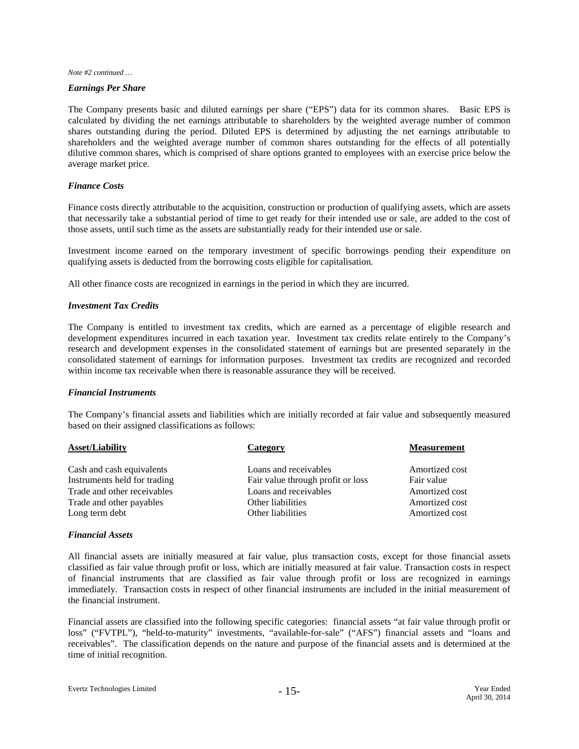*Note #2 continued …*

### *Earnings Per Share*

The Company presents basic and diluted earnings per share ("EPS") data for its common shares. Basic EPS is calculated by dividing the net earnings attributable to shareholders by the weighted average number of common shares outstanding during the period. Diluted EPS is determined by adjusting the net earnings attributable to shareholders and the weighted average number of common shares outstanding for the effects of all potentially dilutive common shares, which is comprised of share options granted to employees with an exercise price below the average market price.

### *Finance Costs*

Finance costs directly attributable to the acquisition, construction or production of qualifying assets, which are assets that necessarily take a substantial period of time to get ready for their intended use or sale, are added to the cost of those assets, until such time as the assets are substantially ready for their intended use or sale.

Investment income earned on the temporary investment of specific borrowings pending their expenditure on qualifying assets is deducted from the borrowing costs eligible for capitalisation.

All other finance costs are recognized in earnings in the period in which they are incurred.

### *Investment Tax Credits*

The Company is entitled to investment tax credits, which are earned as a percentage of eligible research and development expenditures incurred in each taxation year. Investment tax credits relate entirely to the Company's research and development expenses in the consolidated statement of earnings but are presented separately in the consolidated statement of earnings for information purposes. Investment tax credits are recognized and recorded within income tax receivable when there is reasonable assurance they will be received.

### *Financial Instruments*

The Company's financial assets and liabilities which are initially recorded at fair value and subsequently measured based on their assigned classifications as follows:

| Asset/Liability | Category | Measurement |
|---|---|---|
| Cash and cash equivalents | Loans and receivables | Amortized cost |
| Instruments held for trading | Fair value through profit or loss | Fair value |
| Trade and other receivables | Loans and receivables | Amortized cost |
| Trade and other payables | Other liabilities | Amortized cost |
| Long term debt | Other liabilities | Amortized cost |

### *Financial Assets*

All financial assets are initially measured at fair value, plus transaction costs, except for those financial assets classified as fair value through profit or loss, which are initially measured at fair value. Transaction costs in respect of financial instruments that are classified as fair value through profit or loss are recognized in earnings immediately. Transaction costs in respect of other financial instruments are included in the initial measurement of the financial instrument.

Financial assets are classified into the following specific categories: financial assets "at fair value through profit or loss" ("FVTPL"), "held-to-maturity" investments, "available-for-sale" ("AFS") financial assets and "loans and receivables". The classification depends on the nature and purpose of the financial assets and is determined at the time of initial recognition.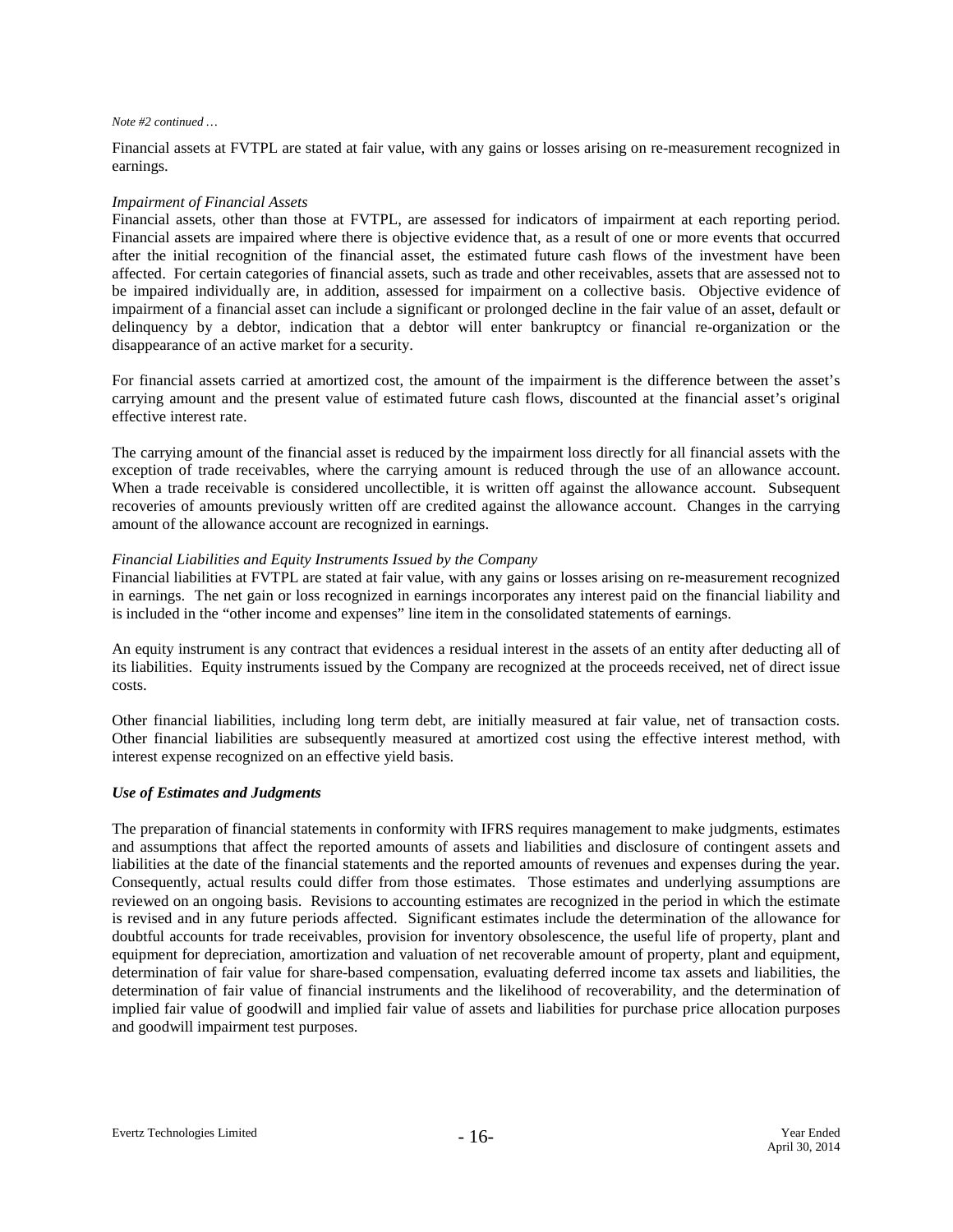*Note #2 continued …*

Financial assets at FVTPL are stated at fair value, with any gains or losses arising on re-measurement recognized in earnings.

*Impairment of Financial Assets*

Financial assets, other than those at FVTPL, are assessed for indicators of impairment at each reporting period. Financial assets are impaired where there is objective evidence that, as a result of one or more events that occurred after the initial recognition of the financial asset, the estimated future cash flows of the investment have been affected. For certain categories of financial assets, such as trade and other receivables, assets that are assessed not to be impaired individually are, in addition, assessed for impairment on a collective basis. Objective evidence of impairment of a financial asset can include a significant or prolonged decline in the fair value of an asset, default or delinquency by a debtor, indication that a debtor will enter bankruptcy or financial re-organization or the disappearance of an active market for a security.

For financial assets carried at amortized cost, the amount of the impairment is the difference between the asset's carrying amount and the present value of estimated future cash flows, discounted at the financial asset's original effective interest rate.

The carrying amount of the financial asset is reduced by the impairment loss directly for all financial assets with the exception of trade receivables, where the carrying amount is reduced through the use of an allowance account. When a trade receivable is considered uncollectible, it is written off against the allowance account. Subsequent recoveries of amounts previously written off are credited against the allowance account. Changes in the carrying amount of the allowance account are recognized in earnings.

*Financial Liabilities and Equity Instruments Issued by the Company*

Financial liabilities at FVTPL are stated at fair value, with any gains or losses arising on re-measurement recognized in earnings. The net gain or loss recognized in earnings incorporates any interest paid on the financial liability and is included in the "other income and expenses" line item in the consolidated statements of earnings.

An equity instrument is any contract that evidences a residual interest in the assets of an entity after deducting all of its liabilities. Equity instruments issued by the Company are recognized at the proceeds received, net of direct issue costs.

Other financial liabilities, including long term debt, are initially measured at fair value, net of transaction costs. Other financial liabilities are subsequently measured at amortized cost using the effective interest method, with interest expense recognized on an effective yield basis.

***Use of Estimates and Judgments***

The preparation of financial statements in conformity with IFRS requires management to make judgments, estimates and assumptions that affect the reported amounts of assets and liabilities and disclosure of contingent assets and liabilities at the date of the financial statements and the reported amounts of revenues and expenses during the year. Consequently, actual results could differ from those estimates. Those estimates and underlying assumptions are reviewed on an ongoing basis. Revisions to accounting estimates are recognized in the period in which the estimate is revised and in any future periods affected. Significant estimates include the determination of the allowance for doubtful accounts for trade receivables, provision for inventory obsolescence, the useful life of property, plant and equipment for depreciation, amortization and valuation of net recoverable amount of property, plant and equipment, determination of fair value for share-based compensation, evaluating deferred income tax assets and liabilities, the determination of fair value of financial instruments and the likelihood of recoverability, and the determination of implied fair value of goodwill and implied fair value of assets and liabilities for purchase price allocation purposes and goodwill impairment test purposes.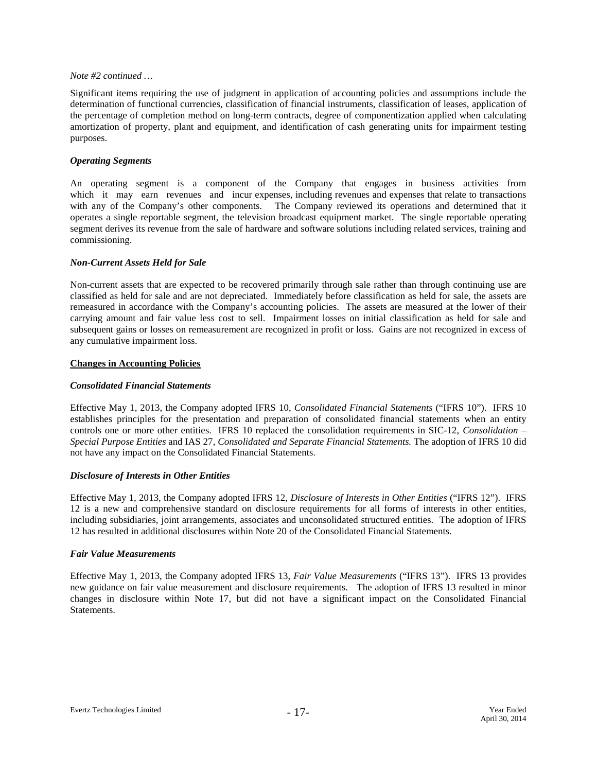*Note #2 continued …*

Significant items requiring the use of judgment in application of accounting policies and assumptions include the determination of functional currencies, classification of financial instruments, classification of leases, application of the percentage of completion method on long-term contracts, degree of componentization applied when calculating amortization of property, plant and equipment, and identification of cash generating units for impairment testing purposes.

***Operating Segments***

An operating segment is a component of the Company that engages in business activities from which it may earn revenues and incur expenses, including revenues and expenses that relate to transactions with any of the Company's other components. The Company reviewed its operations and determined that it operates a single reportable segment, the television broadcast equipment market. The single reportable operating segment derives its revenue from the sale of hardware and software solutions including related services, training and commissioning.

***Non-Current Assets Held for Sale***

Non-current assets that are expected to be recovered primarily through sale rather than through continuing use are classified as held for sale and are not depreciated. Immediately before classification as held for sale, the assets are remeasured in accordance with the Company's accounting policies. The assets are measured at the lower of their carrying amount and fair value less cost to sell. Impairment losses on initial classification as held for sale and subsequent gains or losses on remeasurement are recognized in profit or loss. Gains are not recognized in excess of any cumulative impairment loss.

**Changes in Accounting Policies**

***Consolidated Financial Statements***

Effective May 1, 2013, the Company adopted IFRS 10, *Consolidated Financial Statements* ("IFRS 10"). IFRS 10 establishes principles for the presentation and preparation of consolidated financial statements when an entity controls one or more other entities. IFRS 10 replaced the consolidation requirements in SIC-12, *Consolidation – Special Purpose Entities* and IAS 27, *Consolidated and Separate Financial Statements.* The adoption of IFRS 10 did not have any impact on the Consolidated Financial Statements.

***Disclosure of Interests in Other Entities***

Effective May 1, 2013, the Company adopted IFRS 12, *Disclosure of Interests in Other Entities* ("IFRS 12"). IFRS 12 is a new and comprehensive standard on disclosure requirements for all forms of interests in other entities, including subsidiaries, joint arrangements, associates and unconsolidated structured entities. The adoption of IFRS 12 has resulted in additional disclosures within Note 20 of the Consolidated Financial Statements.

***Fair Value Measurements***

Effective May 1, 2013, the Company adopted IFRS 13, *Fair Value Measurements* ("IFRS 13"). IFRS 13 provides new guidance on fair value measurement and disclosure requirements. The adoption of IFRS 13 resulted in minor changes in disclosure within Note 17, but did not have a significant impact on the Consolidated Financial Statements.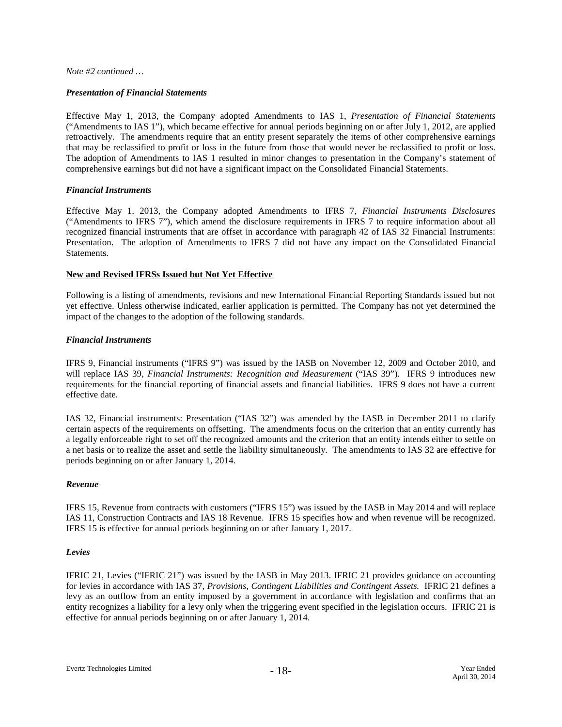*Note #2 continued …*

***Presentation of Financial Statements***

Effective May 1, 2013, the Company adopted Amendments to IAS 1, *Presentation of Financial Statements* ("Amendments to IAS 1"), which became effective for annual periods beginning on or after July 1, 2012, are applied retroactively. The amendments require that an entity present separately the items of other comprehensive earnings that may be reclassified to profit or loss in the future from those that would never be reclassified to profit or loss. The adoption of Amendments to IAS 1 resulted in minor changes to presentation in the Company's statement of comprehensive earnings but did not have a significant impact on the Consolidated Financial Statements.

***Financial Instruments***

Effective May 1, 2013, the Company adopted Amendments to IFRS 7, *Financial Instruments Disclosures* ("Amendments to IFRS 7"), which amend the disclosure requirements in IFRS 7 to require information about all recognized financial instruments that are offset in accordance with paragraph 42 of IAS 32 Financial Instruments: Presentation. The adoption of Amendments to IFRS 7 did not have any impact on the Consolidated Financial Statements.

**New and Revised IFRSs Issued but Not Yet Effective**

Following is a listing of amendments, revisions and new International Financial Reporting Standards issued but not yet effective. Unless otherwise indicated, earlier application is permitted. The Company has not yet determined the impact of the changes to the adoption of the following standards.

***Financial Instruments***

IFRS 9, Financial instruments ("IFRS 9") was issued by the IASB on November 12, 2009 and October 2010, and will replace IAS 39, *Financial Instruments: Recognition and Measurement* ("IAS 39"). IFRS 9 introduces new requirements for the financial reporting of financial assets and financial liabilities. IFRS 9 does not have a current effective date.

IAS 32, Financial instruments: Presentation ("IAS 32") was amended by the IASB in December 2011 to clarify certain aspects of the requirements on offsetting. The amendments focus on the criterion that an entity currently has a legally enforceable right to set off the recognized amounts and the criterion that an entity intends either to settle on a net basis or to realize the asset and settle the liability simultaneously. The amendments to IAS 32 are effective for periods beginning on or after January 1, 2014.

***Revenue***

IFRS 15, Revenue from contracts with customers ("IFRS 15") was issued by the IASB in May 2014 and will replace IAS 11, Construction Contracts and IAS 18 Revenue. IFRS 15 specifies how and when revenue will be recognized. IFRS 15 is effective for annual periods beginning on or after January 1, 2017.

***Levies***

IFRIC 21, Levies ("IFRIC 21") was issued by the IASB in May 2013. IFRIC 21 provides guidance on accounting for levies in accordance with IAS 37, *Provisions, Contingent Liabilities and Contingent Assets.* IFRIC 21 defines a levy as an outflow from an entity imposed by a government in accordance with legislation and confirms that an entity recognizes a liability for a levy only when the triggering event specified in the legislation occurs. IFRIC 21 is effective for annual periods beginning on or after January 1, 2014.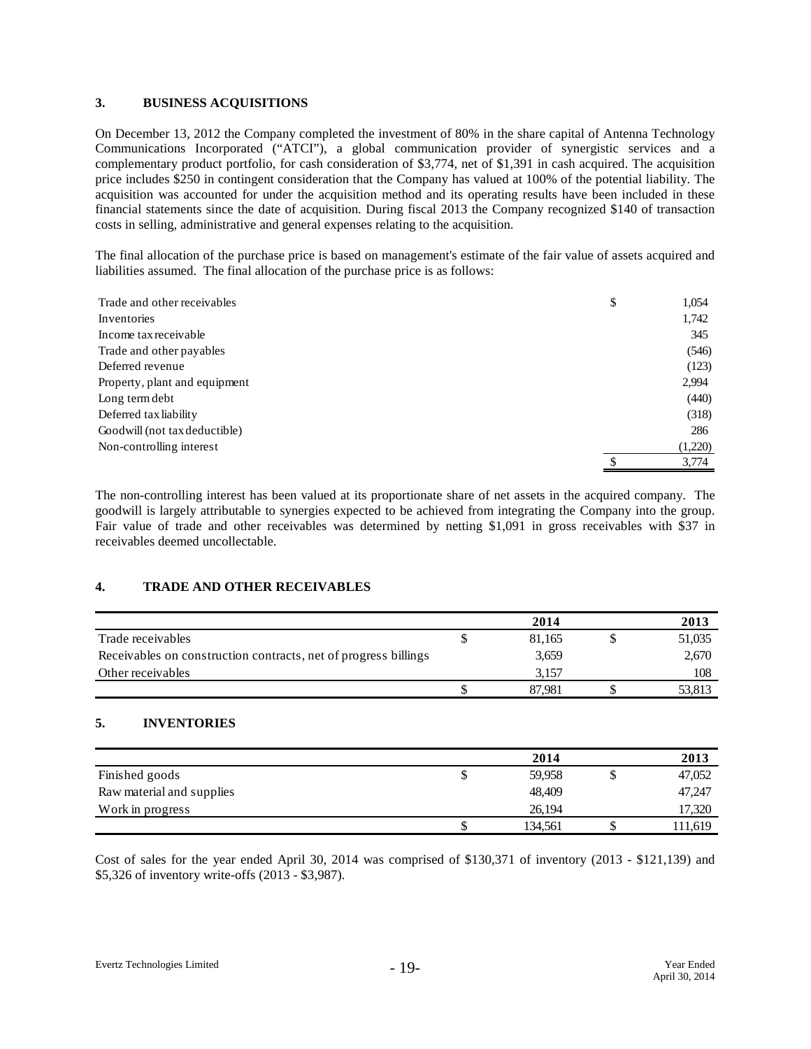## 3. BUSINESS ACQUISITIONS

On December 13, 2012 the Company completed the investment of 80% in the share capital of Antenna Technology Communications Incorporated ("ATCI"), a global communication provider of synergistic services and a complementary product portfolio, for cash consideration of $3,774, net of $1,391 in cash acquired. The acquisition price includes $250 in contingent consideration that the Company has valued at 100% of the potential liability. The acquisition was accounted for under the acquisition method and its operating results have been included in these financial statements since the date of acquisition. During fiscal 2013 the Company recognized $140 of transaction costs in selling, administrative and general expenses relating to the acquisition.

The final allocation of the purchase price is based on management's estimate of the fair value of assets acquired and liabilities assumed. The final allocation of the purchase price is as follows:

| | | |
|---|---|---|
| Trade and other receivables | $ | 1,054 |
| Inventories | | 1,742 |
| Income tax receivable | | 345 |
| Trade and other payables | | (546) |
| Deferred revenue | | (123) |
| Property, plant and equipment | | 2,994 |
| Long term debt | | (440) |
| Deferred tax liability | | (318) |
| Goodwill (not tax deductible) | | 286 |
| Non-controlling interest | | (1,220) |
| | $ | 3,774 |

The non-controlling interest has been valued at its proportionate share of net assets in the acquired company. The goodwill is largely attributable to synergies expected to be achieved from integrating the Company into the group. Fair value of trade and other receivables was determined by netting $1,091 in gross receivables with $37 in receivables deemed uncollectable.

## 4. TRADE AND OTHER RECEIVABLES

| | | 2014 | | 2013 |
|---|---|---|---|---|
| Trade receivables | $ | 81,165 | $ | 51,035 |
| Receivables on construction contracts, net of progress billings | | 3,659 | | 2,670 |
| Other receivables | | 3,157 | | 108 |
| | $ | 87,981 | $ | 53,813 |

## 5. INVENTORIES

| | | 2014 | | 2013 |
|---|---|---|---|---|
| Finished goods | $ | 59,958 | $ | 47,052 |
| Raw material and supplies | | 48,409 | | 47,247 |
| Work in progress | | 26,194 | | 17,320 |
| | $ | 134,561 | $ | 111,619 |

Cost of sales for the year ended April 30, 2014 was comprised of $130,371 of inventory (2013 - $121,139) and $5,326 of inventory write-offs (2013 - $3,987).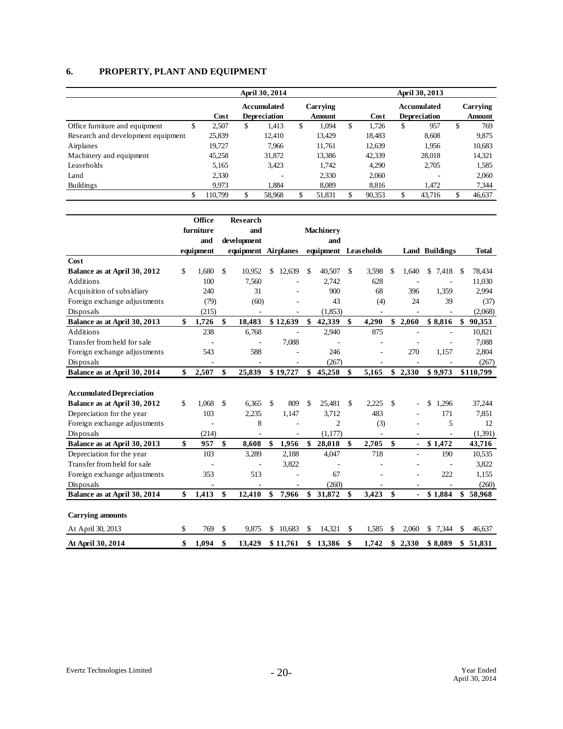## 6. PROPERTY, PLANT AND EQUIPMENT

| | April 30, 2014 | | | April 30, 2013 | | |
|---|---|---|---|---|---|---|
| | Cost | Accumulated Depreciation | Carrying Amount | Cost | Accumulated Depreciation | Carrying Amount |
| Office furniture and equipment | $ 2,507 | $ 1,413 | $ 1,094 | $ 1,726 | $ 957 | $ 769 |
| Research and development equipment | 25,839 | 12,410 | 13,429 | 18,483 | 8,608 | 9,875 |
| Airplanes | 19,727 | 7,966 | 11,761 | 12,639 | 1,956 | 10,683 |
| Machinery and equipment | 45,258 | 31,872 | 13,386 | 42,339 | 28,018 | 14,321 |
| Leaseholds | 5,165 | 3,423 | 1,742 | 4,290 | 2,705 | 1,585 |
| Land | 2,330 | - | 2,330 | 2,060 | - | 2,060 |
| Buildings | 9,973 | 1,884 | 8,089 | 8,816 | 1,472 | 7,344 |
| | $ 110,799 | $ 58,968 | $ 51,831 | $ 90,353 | $ 43,716 | $ 46,637 |

| | Office furniture and equipment | Research and development equipment | Airplanes | Machinery and equipment | Leaseholds | Land | Buildings | Total |
|---|---|---|---|---|---|---|---|---|
| **Cost** | | | | | | | | |
| **Balance as at April 30, 2012** | $ 1,680 | $ 10,952 | $ 12,639 | $ 40,507 | $ 3,598 | $ 1,640 | $ 7,418 | $ 78,434 |
| Additions | 100 | 7,560 | - | 2,742 | 628 | - | - | 11,030 |
| Acquisition of subsidiary | 240 | 31 | - | 900 | 68 | 396 | 1,359 | 2,994 |
| Foreign exchange adjustments | (79) | (60) | - | 43 | (4) | 24 | 39 | (37) |
| Disposals | (215) | - | - | (1,853) | - | - | - | (2,068) |
| **Balance as at April 30, 2013** | **$ 1,726** | **$ 18,483** | **$ 12,639** | **$ 42,339** | **$ 4,290** | **$ 2,060** | **$ 8,816** | **$ 90,353** |
| Additions | 238 | 6,768 | - | 2,940 | 875 | - | - | 10,821 |
| Transfer from held for sale | - | - | 7,088 | - | - | - | - | 7,088 |
| Foreign exchange adjustments | 543 | 588 | - | 246 | - | 270 | 1,157 | 2,804 |
| Disposals | - | - | - | (267) | - | - | - | (267) |
| **Balance as at April 30, 2014** | **$ 2,507** | **$ 25,839** | **$ 19,727** | **$ 45,258** | **$ 5,165** | **$ 2,330** | **$ 9,973** | **$110,799** |
| | | | | | | | | |
| **Accumulated Depreciation** | | | | | | | | |
| **Balance as at April 30, 2012** | $ 1,068 | $ 6,365 | $ 809 | $ 25,481 | $ 2,225 | $ - | $ 1,296 | 37,244 |
| Depreciation for the year | 103 | 2,235 | 1,147 | 3,712 | 483 | - | 171 | 7,851 |
| Foreign exchange adjustments | - | 8 | - | 2 | (3) | - | 5 | 12 |
| Disposals | (214) | - | - | (1,177) | - | - | - | (1,391) |
| **Balance as at April 30, 2013** | **$ 957** | **$ 8,608** | **$ 1,956** | **$ 28,018** | **$ 2,705** | **$ -** | **$ 1,472** | **43,716** |
| Depreciation for the year | 103 | 3,289 | 2,188 | 4,047 | 718 | - | 190 | 10,535 |
| Transfer from held for sale | - | - | 3,822 | - | - | - | - | 3,822 |
| Foreign exchange adjustments | 353 | 513 | - | 67 | - | - | 222 | 1,155 |
| Disposals | - | - | - | (260) | - | - | - | (260) |
| **Balance as at April 30, 2014** | **$ 1,413** | **$ 12,410** | **$ 7,966** | **$ 31,872** | **$ 3,423** | **$ -** | **$ 1,884** | **$ 58,968** |
| | | | | | | | | |
| **Carrying amounts** | | | | | | | | |
| At April 30, 2013 | $ 769 | $ 9,875 | $ 10,683 | $ 14,321 | $ 1,585 | $ 2,060 | $ 7,344 | $ 46,637 |
| **At April 30, 2014** | **$ 1,094** | **$ 13,429** | **$ 11,761** | **$ 13,386** | **$ 1,742** | **$ 2,330** | **$ 8,089** | **$ 51,831** |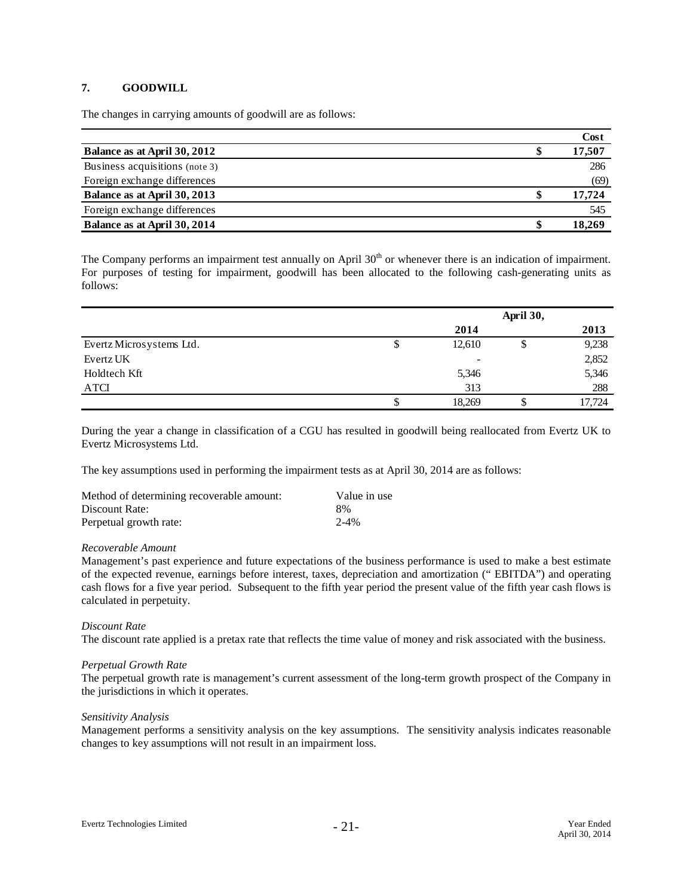## 7. GOODWILL

The changes in carrying amounts of goodwill are as follows:

| | | Cost |
|---|---|---|
| **Balance as at April 30, 2012** | **$** | **17,507** |
| Business acquisitions (note 3) | | 286 |
| Foreign exchange differences | | (69) |
| **Balance as at April 30, 2013** | **$** | **17,724** |
| Foreign exchange differences | | 545 |
| **Balance as at April 30, 2014** | **$** | **18,269** |

The Company performs an impairment test annually on April 30th or whenever there is an indication of impairment. For purposes of testing for impairment, goodwill has been allocated to the following cash-generating units as follows:

| | | April 30, | | |
|---|---|---|---|---|
| | | **2014** | | **2013** |
| Evertz Microsystems Ltd. | $ | 12,610 | $ | 9,238 |
| Evertz UK | | - | | 2,852 |
| Holdtech Kft | | 5,346 | | 5,346 |
| ATCI | | 313 | | 288 |
| | $ | 18,269 | $ | 17,724 |

During the year a change in classification of a CGU has resulted in goodwill being reallocated from Evertz UK to Evertz Microsystems Ltd.

The key assumptions used in performing the impairment tests as at April 30, 2014 are as follows:

| | |
|---|---|
| Method of determining recoverable amount: | Value in use |
| Discount Rate: | 8% |
| Perpetual growth rate: | 2-4% |

*Recoverable Amount*
Management's past experience and future expectations of the business performance is used to make a best estimate of the expected revenue, earnings before interest, taxes, depreciation and amortization (" EBITDA") and operating cash flows for a five year period. Subsequent to the fifth year period the present value of the fifth year cash flows is calculated in perpetuity.

*Discount Rate*
The discount rate applied is a pretax rate that reflects the time value of money and risk associated with the business.

*Perpetual Growth Rate*
The perpetual growth rate is management's current assessment of the long-term growth prospect of the Company in the jurisdictions in which it operates.

*Sensitivity Analysis*
Management performs a sensitivity analysis on the key assumptions. The sensitivity analysis indicates reasonable changes to key assumptions will not result in an impairment loss.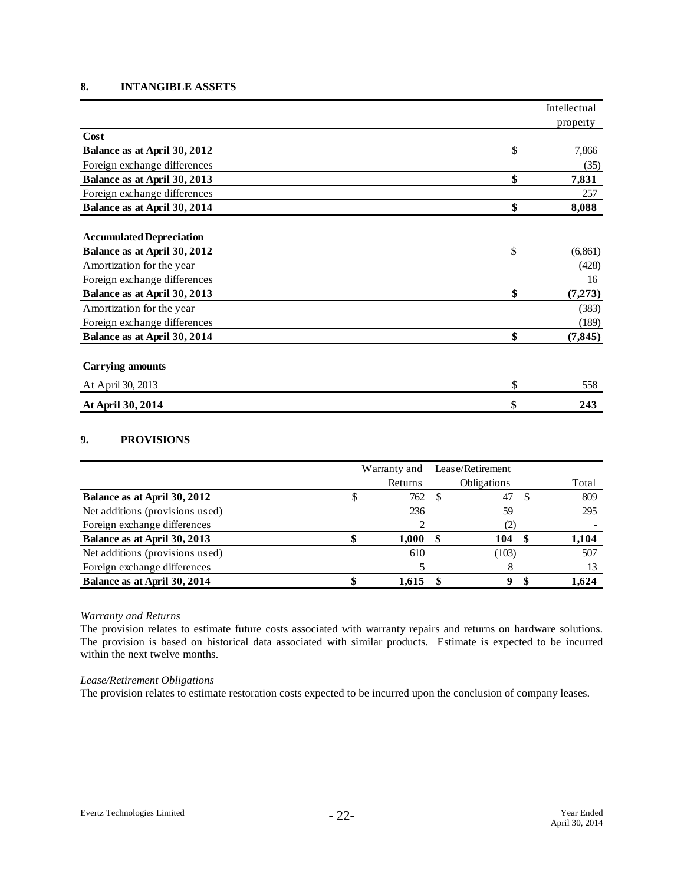## 8. INTANGIBLE ASSETS

| | | Intellectual property |
|---|---|---|
| **Cost** | | |
| **Balance as at April 30, 2012** | $ | 7,866 |
| Foreign exchange differences | | (35) |
| **Balance as at April 30, 2013** | **$** | **7,831** |
| Foreign exchange differences | | 257 |
| **Balance as at April 30, 2014** | **$** | **8,088** |
| | | |
| **Accumulated Depreciation** | | |
| **Balance as at April 30, 2012** | $ | (6,861) |
| Amortization for the year | | (428) |
| Foreign exchange differences | | 16 |
| **Balance as at April 30, 2013** | **$** | **(7,273)** |
| Amortization for the year | | (383) |
| Foreign exchange differences | | (189) |
| **Balance as at April 30, 2014** | **$** | **(7,845)** |
| | | |
| **Carrying amounts** | | |
| At April 30, 2013 | $ | 558 |
| **At April 30, 2014** | **$** | **243** |

## 9. PROVISIONS

| | | Warranty and Returns | | Lease/Retirement Obligations | | Total |
|---|---|---|---|---|---|---|
| **Balance as at April 30, 2012** | $ | 762 | $ | 47 | $ | 809 |
| Net additions (provisions used) | | 236 | | 59 | | 295 |
| Foreign exchange differences | | 2 | | (2) | | - |
| **Balance as at April 30, 2013** | **$** | **1,000** | **$** | **104** | **$** | **1,104** |
| Net additions (provisions used) | | 610 | | (103) | | 507 |
| Foreign exchange differences | | 5 | | 8 | | 13 |
| **Balance as at April 30, 2014** | **$** | **1,615** | **$** | **9** | **$** | **1,624** |

*Warranty and Returns*

The provision relates to estimate future costs associated with warranty repairs and returns on hardware solutions. The provision is based on historical data associated with similar products. Estimate is expected to be incurred within the next twelve months.

*Lease/Retirement Obligations*

The provision relates to estimate restoration costs expected to be incurred upon the conclusion of company leases.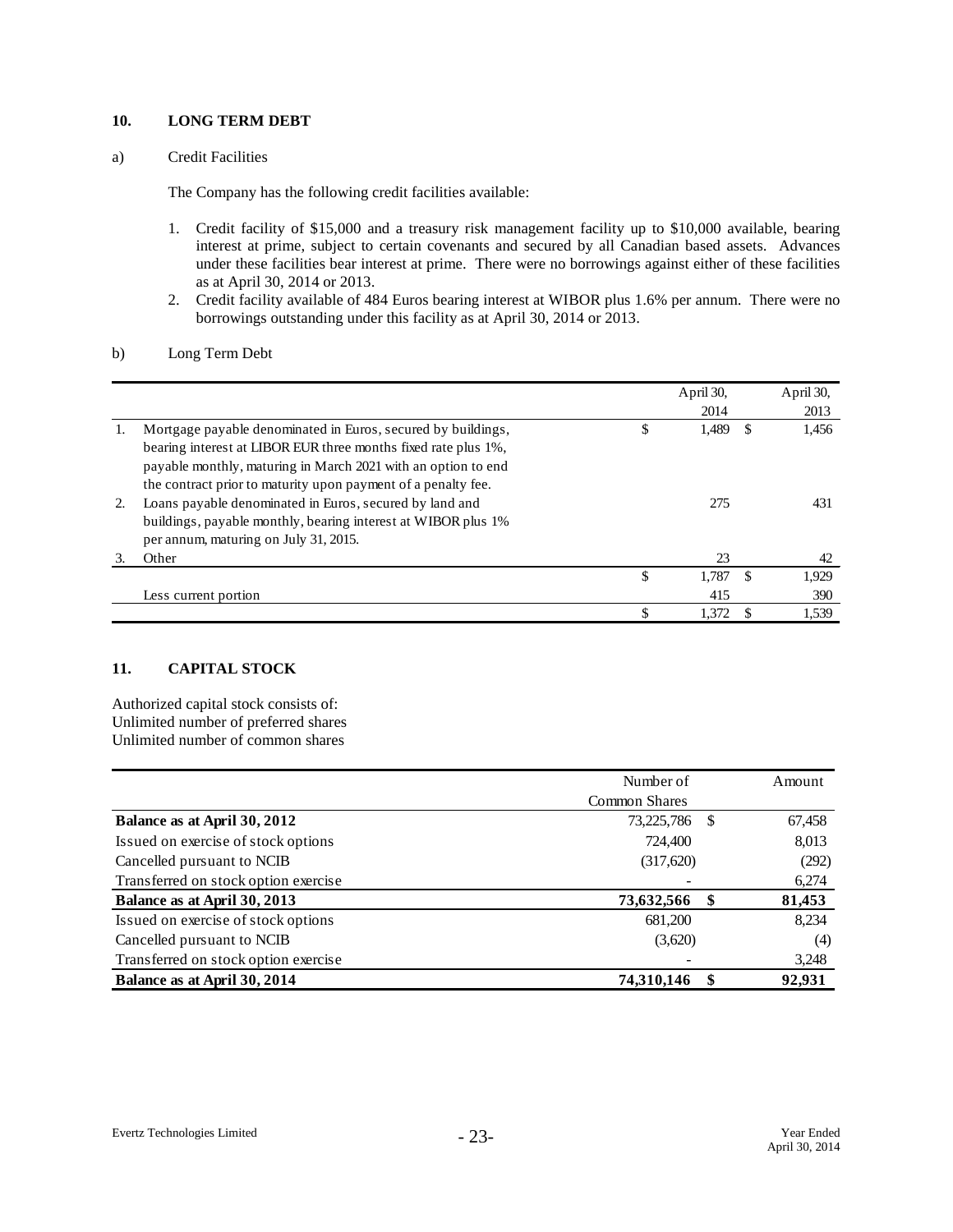## 10. LONG TERM DEBT

a) Credit Facilities

The Company has the following credit facilities available:

1. Credit facility of $15,000 and a treasury risk management facility up to $10,000 available, bearing interest at prime, subject to certain covenants and secured by all Canadian based assets. Advances under these facilities bear interest at prime. There were no borrowings against either of these facilities as at April 30, 2014 or 2013.
2. Credit facility available of 484 Euros bearing interest at WIBOR plus 1.6% per annum. There were no borrowings outstanding under this facility as at April 30, 2014 or 2013.

b) Long Term Debt

| | | April 30, 2014 | April 30, 2013 |
|---|---|---|---|
| 1. | Mortgage payable denominated in Euros, secured by buildings, bearing interest at LIBOR EUR three months fixed rate plus 1%, payable monthly, maturing in March 2021 with an option to end the contract prior to maturity upon payment of a penalty fee. | $ 1,489 | $ 1,456 |
| 2. | Loans payable denominated in Euros, secured by land and buildings, payable monthly, bearing interest at WIBOR plus 1% per annum, maturing on July 31, 2015. | 275 | 431 |
| 3. | Other | 23 | 42 |
| | | $ 1,787 | $ 1,929 |
| | Less current portion | 415 | 390 |
| | | $ 1,372 | $ 1,539 |

## 11. CAPITAL STOCK

Authorized capital stock consists of:
Unlimited number of preferred shares
Unlimited number of common shares

| | Number of Common Shares | Amount |
|---|---|---|
| **Balance as at April 30, 2012** | 73,225,786 | $ 67,458 |
| Issued on exercise of stock options | 724,400 | 8,013 |
| Cancelled pursuant to NCIB | (317,620) | (292) |
| Transferred on stock option exercise | - | 6,274 |
| **Balance as at April 30, 2013** | **73,632,566** | **$ 81,453** |
| Issued on exercise of stock options | 681,200 | 8,234 |
| Cancelled pursuant to NCIB | (3,620) | (4) |
| Transferred on stock option exercise | - | 3,248 |
| **Balance as at April 30, 2014** | **74,310,146** | **$ 92,931** |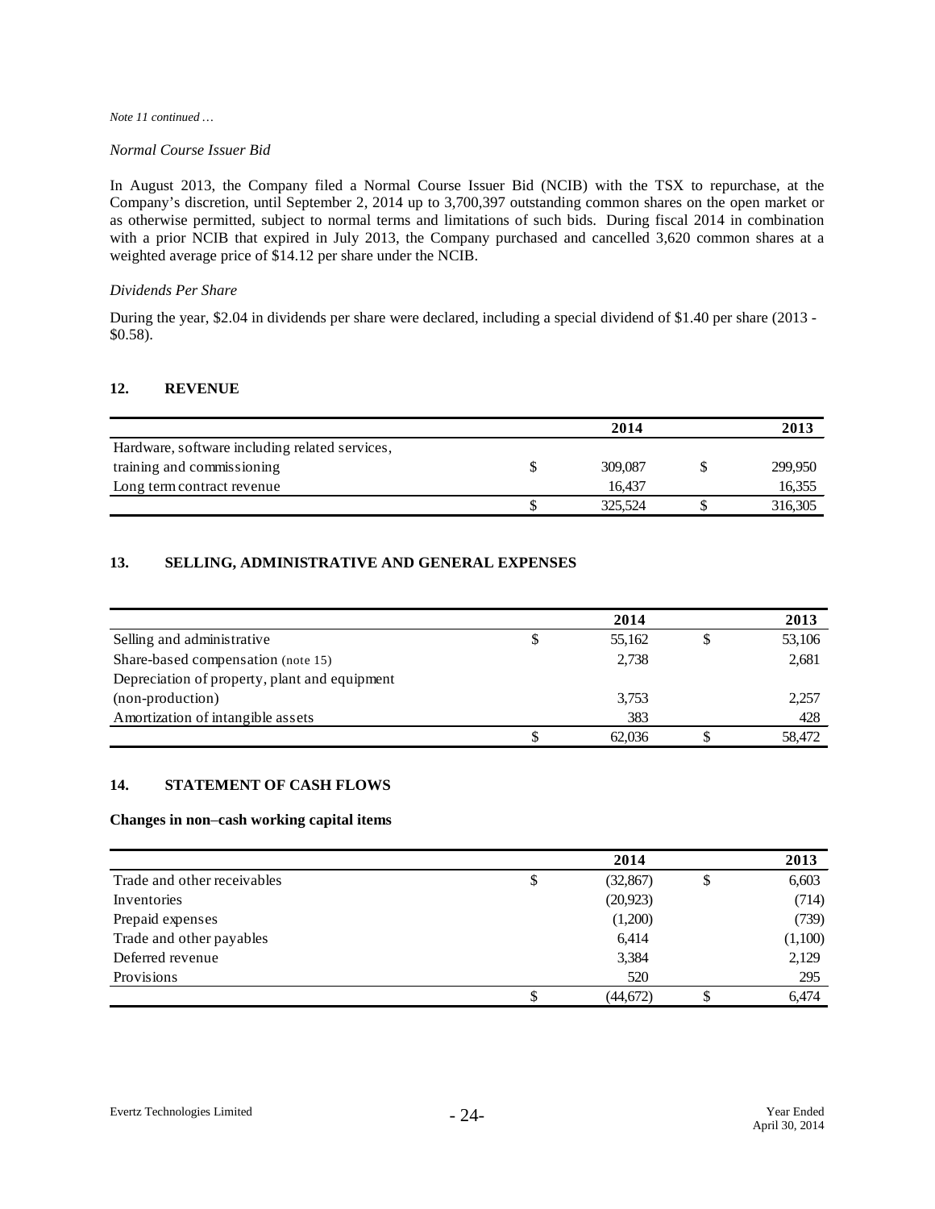*Note 11 continued …*

*Normal Course Issuer Bid*

In August 2013, the Company filed a Normal Course Issuer Bid (NCIB) with the TSX to repurchase, at the Company's discretion, until September 2, 2014 up to 3,700,397 outstanding common shares on the open market or as otherwise permitted, subject to normal terms and limitations of such bids. During fiscal 2014 in combination with a prior NCIB that expired in July 2013, the Company purchased and cancelled 3,620 common shares at a weighted average price of $14.12 per share under the NCIB.

*Dividends Per Share*

During the year, $2.04 in dividends per share were declared, including a special dividend of $1.40 per share (2013 - $0.58).

## 12. REVENUE

| | | 2014 | | 2013 |
|---|---|---|---|---|
| Hardware, software including related services, training and commissioning | $ | 309,087 | $ | 299,950 |
| Long term contract revenue | | 16,437 | | 16,355 |
| | $ | 325,524 | $ | 316,305 |

## 13. SELLING, ADMINISTRATIVE AND GENERAL EXPENSES

| | | 2014 | | 2013 |
|---|---|---|---|---|
| Selling and administrative | $ | 55,162 | $ | 53,106 |
| Share-based compensation (note 15) | | 2,738 | | 2,681 |
| Depreciation of property, plant and equipment (non-production) | | 3,753 | | 2,257 |
| Amortization of intangible assets | | 383 | | 428 |
| | $ | 62,036 | $ | 58,472 |

## 14. STATEMENT OF CASH FLOWS

**Changes in non–cash working capital items**

| | | 2014 | | 2013 |
|---|---|---|---|---|
| Trade and other receivables | $ | (32,867) | $ | 6,603 |
| Inventories | | (20,923) | | (714) |
| Prepaid expenses | | (1,200) | | (739) |
| Trade and other payables | | 6,414 | | (1,100) |
| Deferred revenue | | 3,384 | | 2,129 |
| Provisions | | 520 | | 295 |
| | $ | (44,672) | $ | 6,474 |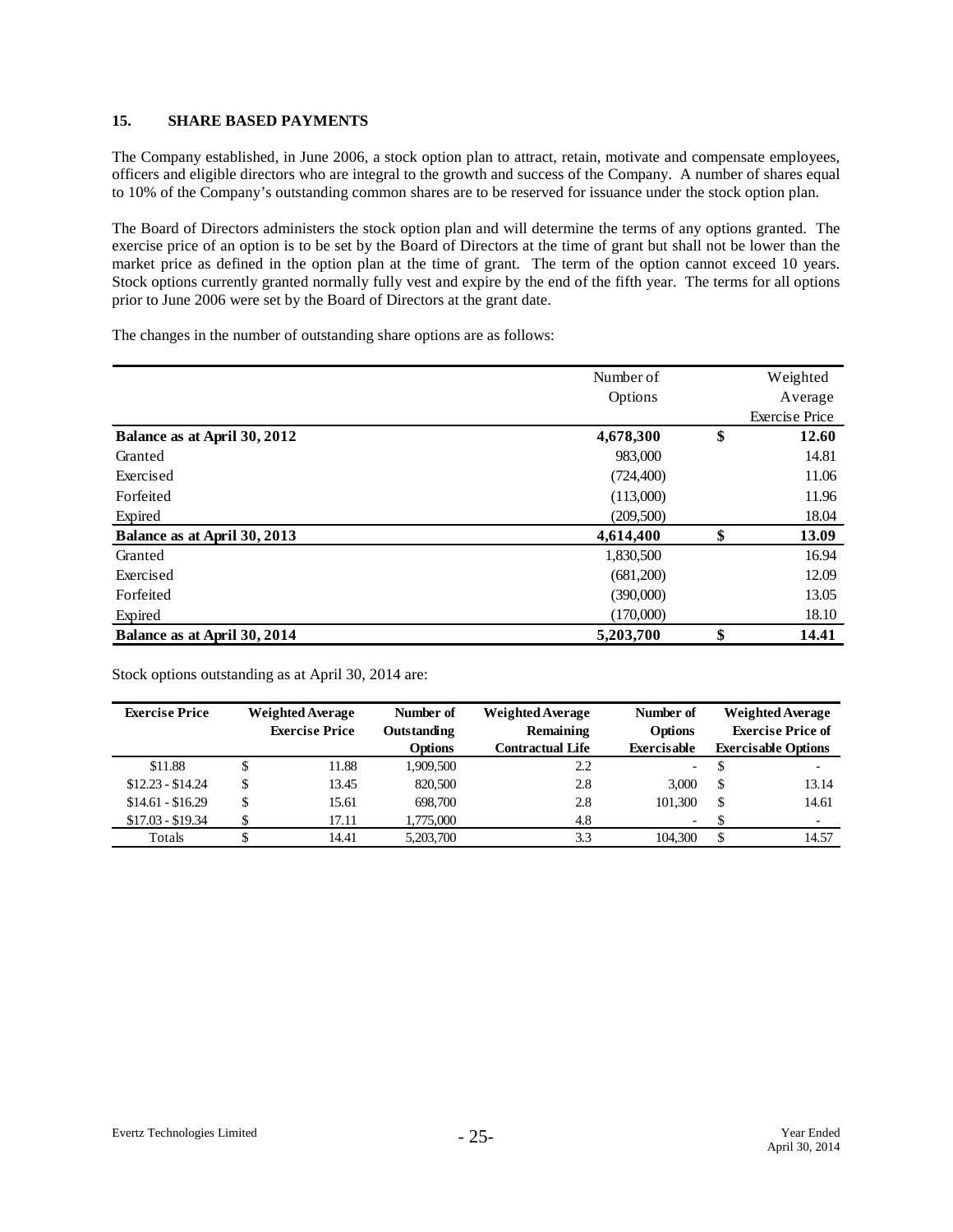## 15. SHARE BASED PAYMENTS

The Company established, in June 2006, a stock option plan to attract, retain, motivate and compensate employees, officers and eligible directors who are integral to the growth and success of the Company. A number of shares equal to 10% of the Company's outstanding common shares are to be reserved for issuance under the stock option plan.

The Board of Directors administers the stock option plan and will determine the terms of any options granted. The exercise price of an option is to be set by the Board of Directors at the time of grant but shall not be lower than the market price as defined in the option plan at the time of grant. The term of the option cannot exceed 10 years. Stock options currently granted normally fully vest and expire by the end of the fifth year. The terms for all options prior to June 2006 were set by the Board of Directors at the grant date.

The changes in the number of outstanding share options are as follows:

| | Number of Options | Weighted Average Exercise Price |
|---|---|---|
| **Balance as at April 30, 2012** | **4,678,300** | **$ 12.60** |
| Granted | 983,000 | 14.81 |
| Exercised | (724,400) | 11.06 |
| Forfeited | (113,000) | 11.96 |
| Expired | (209,500) | 18.04 |
| **Balance as at April 30, 2013** | **4,614,400** | **$ 13.09** |
| Granted | 1,830,500 | 16.94 |
| Exercised | (681,200) | 12.09 |
| Forfeited | (390,000) | 13.05 |
| Expired | (170,000) | 18.10 |
| **Balance as at April 30, 2014** | **5,203,700** | **$ 14.41** |

Stock options outstanding as at April 30, 2014 are:

| Exercise Price | Weighted Average Exercise Price | Number of Outstanding Options | Weighted Average Remaining Contractual Life | Number of Options Exercisable | Weighted Average Exercise Price of Exercisable Options |
|---|---|---|---|---|---|
| $11.88 | $ 11.88 | 1,909,500 | 2.2 | - | $ - |
| $12.23 - $14.24 | $ 13.45 | 820,500 | 2.8 | 3,000 | $ 13.14 |
| $14.61 - $16.29 | $ 15.61 | 698,700 | 2.8 | 101,300 | $ 14.61 |
| $17.03 - $19.34 | $ 17.11 | 1,775,000 | 4.8 | - | $ - |
| Totals | $ 14.41 | 5,203,700 | 3.3 | 104,300 | $ 14.57 |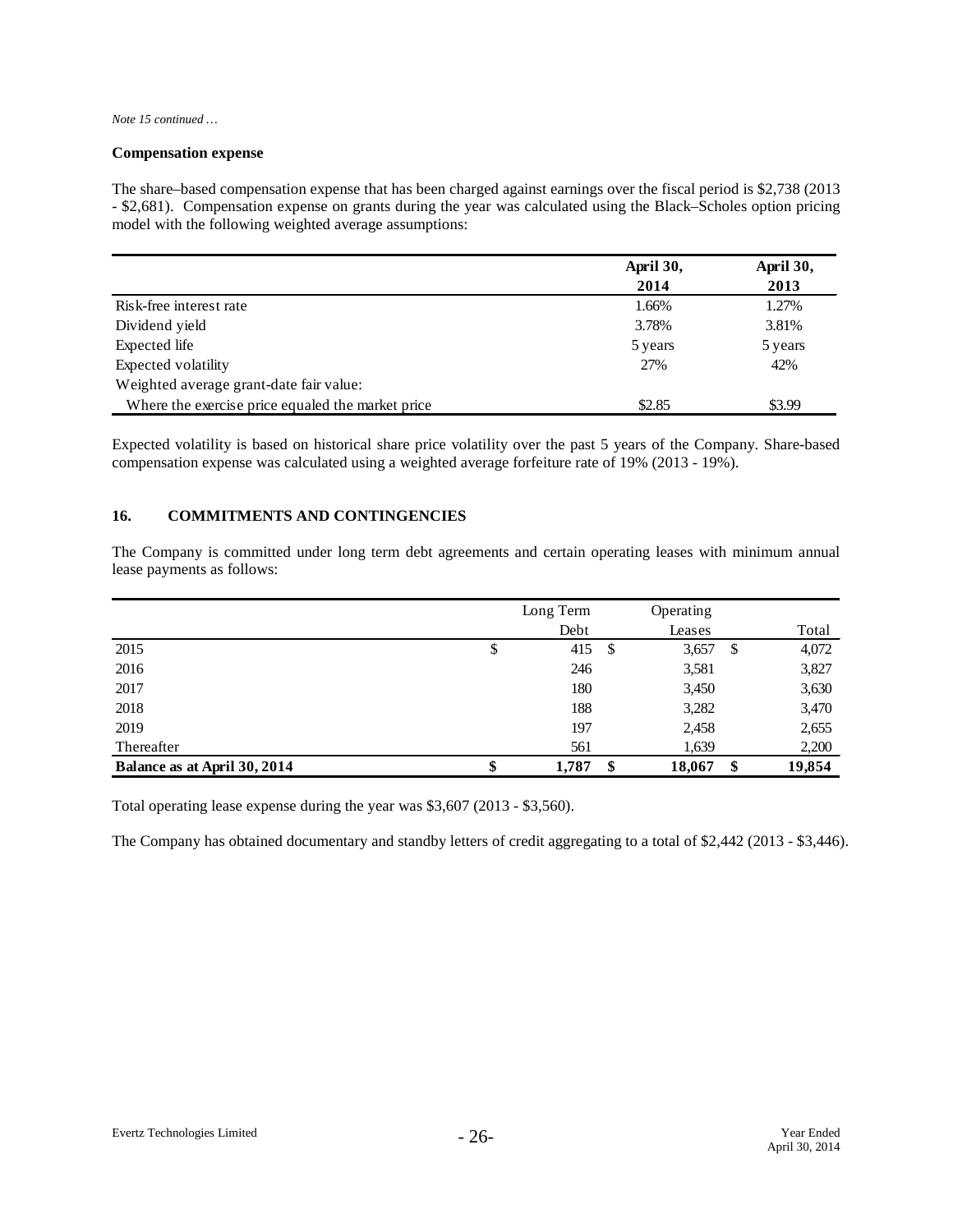*Note 15 continued …*

**Compensation expense**

The share–based compensation expense that has been charged against earnings over the fiscal period is $2,738 (2013 - $2,681). Compensation expense on grants during the year was calculated using the Black–Scholes option pricing model with the following weighted average assumptions:

| | **April 30, 2014** | **April 30, 2013** |
|---|---|---|
| Risk-free interest rate | 1.66% | 1.27% |
| Dividend yield | 3.78% | 3.81% |
| Expected life | 5 years | 5 years |
| Expected volatility | 27% | 42% |
| Weighted average grant-date fair value: | | |
| Where the exercise price equaled the market price | $2.85 | $3.99 |

Expected volatility is based on historical share price volatility over the past 5 years of the Company. Share-based compensation expense was calculated using a weighted average forfeiture rate of 19% (2013 - 19%).

## 16. COMMITMENTS AND CONTINGENCIES

The Company is committed under long term debt agreements and certain operating leases with minimum annual lease payments as follows:

| | Long Term Debt | Operating Leases | Total |
|---|---|---|---|
| 2015 | $ 415 | $ 3,657 | $ 4,072 |
| 2016 | 246 | 3,581 | 3,827 |
| 2017 | 180 | 3,450 | 3,630 |
| 2018 | 188 | 3,282 | 3,470 |
| 2019 | 197 | 2,458 | 2,655 |
| Thereafter | 561 | 1,639 | 2,200 |
| **Balance as at April 30, 2014** | **$ 1,787** | **$ 18,067** | **$ 19,854** |

Total operating lease expense during the year was $3,607 (2013 - $3,560).

The Company has obtained documentary and standby letters of credit aggregating to a total of $2,442 (2013 - $3,446).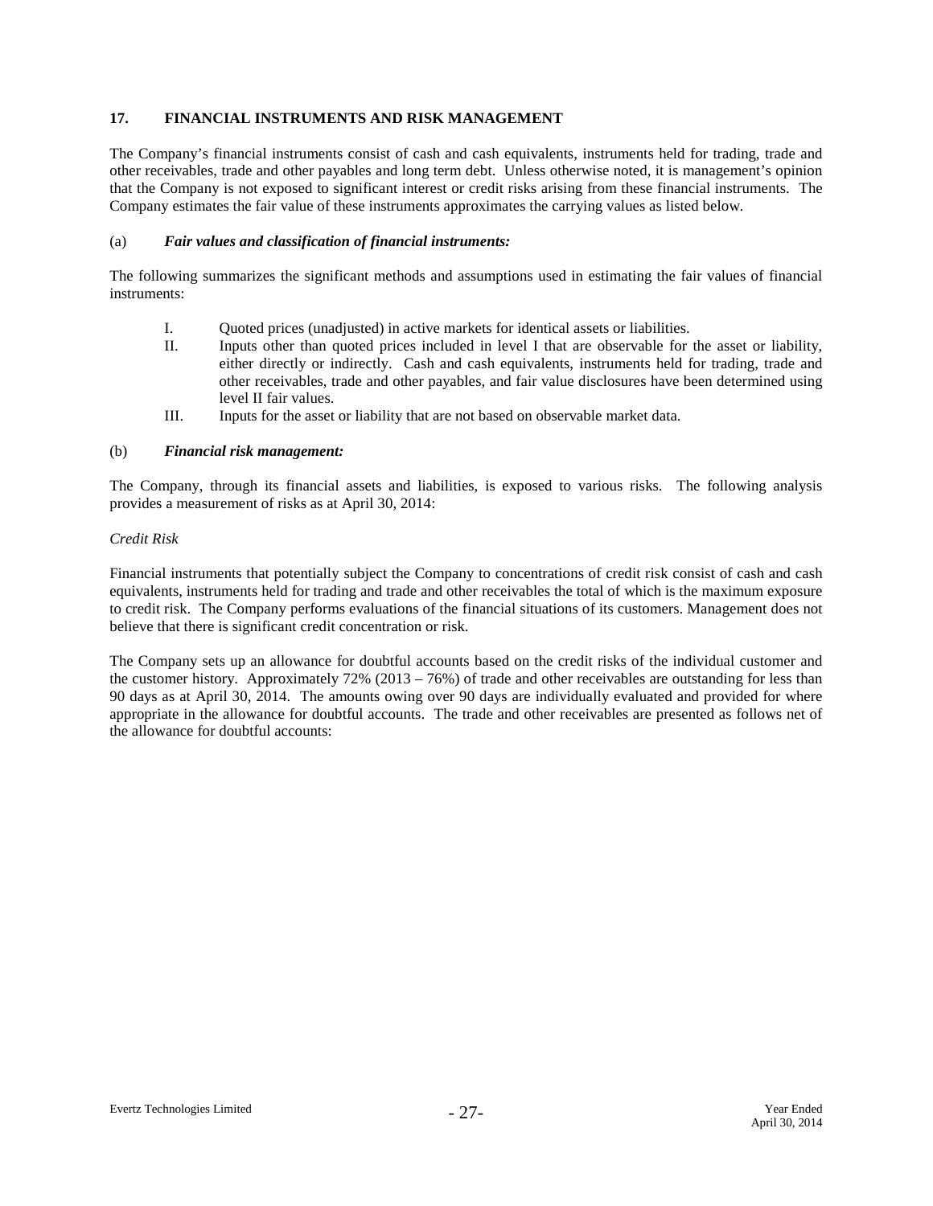## 17. FINANCIAL INSTRUMENTS AND RISK MANAGEMENT

The Company's financial instruments consist of cash and cash equivalents, instruments held for trading, trade and other receivables, trade and other payables and long term debt. Unless otherwise noted, it is management's opinion that the Company is not exposed to significant interest or credit risks arising from these financial instruments. The Company estimates the fair value of these instruments approximates the carrying values as listed below.

### (a) *Fair values and classification of financial instruments:*

The following summarizes the significant methods and assumptions used in estimating the fair values of financial instruments:

I. Quoted prices (unadjusted) in active markets for identical assets or liabilities.

II. Inputs other than quoted prices included in level I that are observable for the asset or liability, either directly or indirectly. Cash and cash equivalents, instruments held for trading, trade and other receivables, trade and other payables, and fair value disclosures have been determined using level II fair values.

III. Inputs for the asset or liability that are not based on observable market data.

### (b) *Financial risk management:*

The Company, through its financial assets and liabilities, is exposed to various risks. The following analysis provides a measurement of risks as at April 30, 2014:

*Credit Risk*

Financial instruments that potentially subject the Company to concentrations of credit risk consist of cash and cash equivalents, instruments held for trading and trade and other receivables the total of which is the maximum exposure to credit risk. The Company performs evaluations of the financial situations of its customers. Management does not believe that there is significant credit concentration or risk.

The Company sets up an allowance for doubtful accounts based on the credit risks of the individual customer and the customer history. Approximately 72% (2013 – 76%) of trade and other receivables are outstanding for less than 90 days as at April 30, 2014. The amounts owing over 90 days are individually evaluated and provided for where appropriate in the allowance for doubtful accounts. The trade and other receivables are presented as follows net of the allowance for doubtful accounts: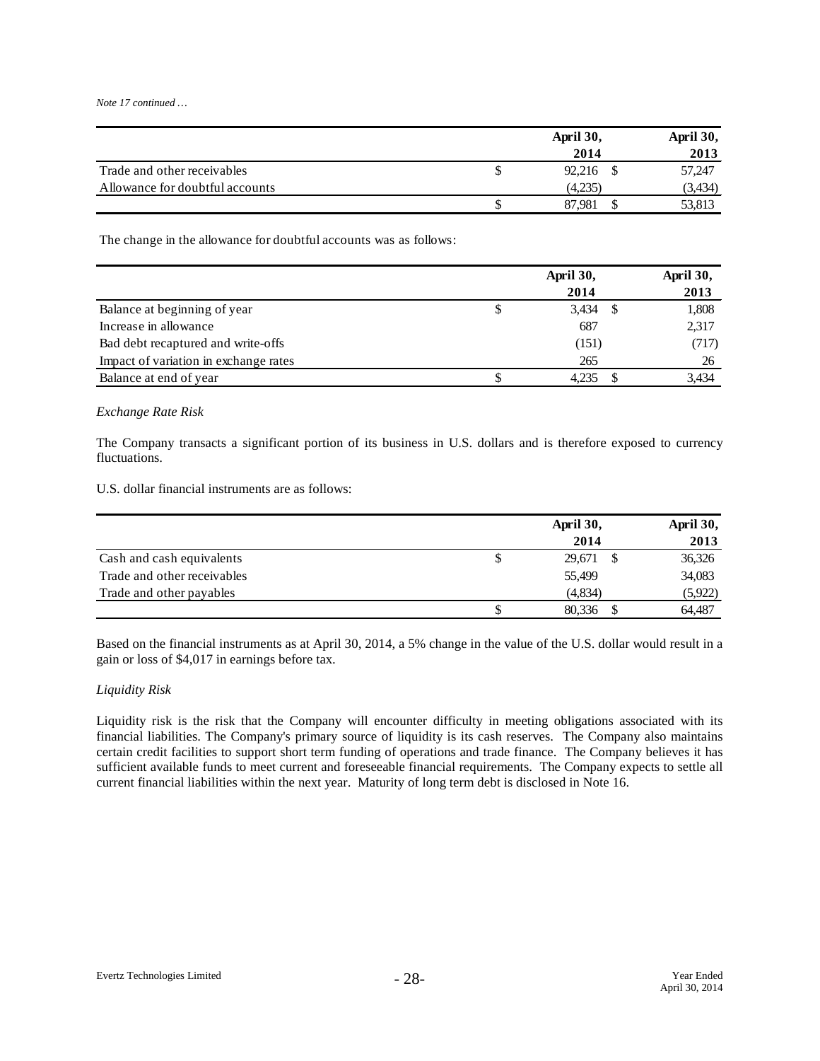*Note 17 continued …*

| | April 30, 2014 | April 30, 2013 |
|---|---|---|
| Trade and other receivables | $ 92,216 | $ 57,247 |
| Allowance for doubtful accounts | (4,235) | (3,434) |
| | $ 87,981 | $ 53,813 |

The change in the allowance for doubtful accounts was as follows:

| | April 30, 2014 | April 30, 2013 |
|---|---|---|
| Balance at beginning of year | $ 3,434 | $ 1,808 |
| Increase in allowance | 687 | 2,317 |
| Bad debt recaptured and write-offs | (151) | (717) |
| Impact of variation in exchange rates | 265 | 26 |
| Balance at end of year | $ 4,235 | $ 3,434 |

*Exchange Rate Risk*

The Company transacts a significant portion of its business in U.S. dollars and is therefore exposed to currency fluctuations.

U.S. dollar financial instruments are as follows:

| | April 30, 2014 | April 30, 2013 |
|---|---|---|
| Cash and cash equivalents | $ 29,671 | $ 36,326 |
| Trade and other receivables | 55,499 | 34,083 |
| Trade and other payables | (4,834) | (5,922) |
| | $ 80,336 | $ 64,487 |

Based on the financial instruments as at April 30, 2014, a 5% change in the value of the U.S. dollar would result in a gain or loss of $4,017 in earnings before tax.

*Liquidity Risk*

Liquidity risk is the risk that the Company will encounter difficulty in meeting obligations associated with its financial liabilities. The Company's primary source of liquidity is its cash reserves. The Company also maintains certain credit facilities to support short term funding of operations and trade finance. The Company believes it has sufficient available funds to meet current and foreseeable financial requirements. The Company expects to settle all current financial liabilities within the next year. Maturity of long term debt is disclosed in Note 16.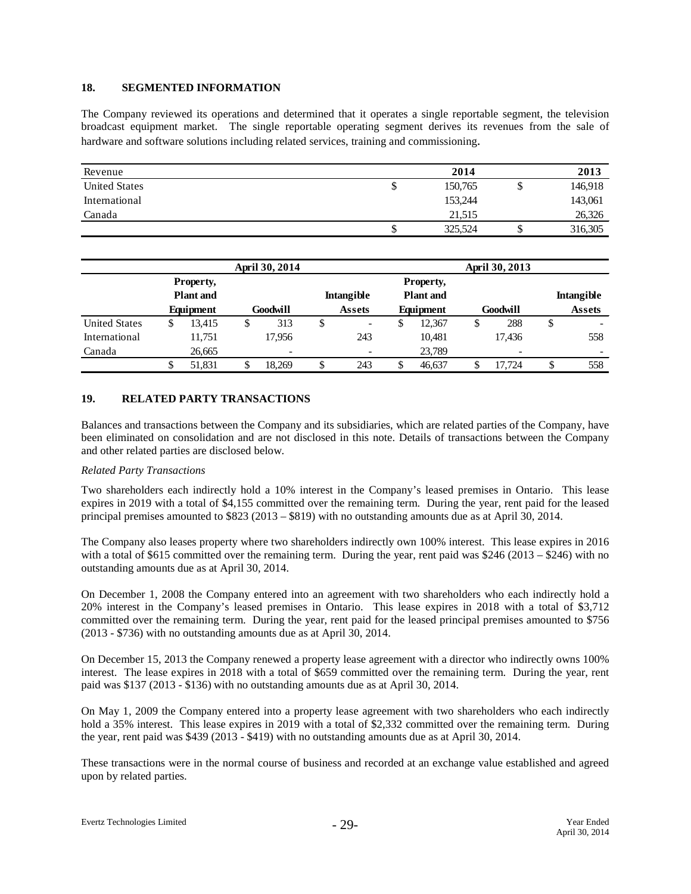## 18. SEGMENTED INFORMATION

The Company reviewed its operations and determined that it operates a single reportable segment, the television broadcast equipment market. The single reportable operating segment derives its revenues from the sale of hardware and software solutions including related services, training and commissioning.

| Revenue | 2014 | 2013 |
|---|---|---|
| United States | $ 150,765 | $ 146,918 |
| International | 153,244 | 143,061 |
| Canada | 21,515 | 26,326 |
| | $ 325,524 | $ 316,305 |

| | April 30, 2014 | | | April 30, 2013 | | |
|---|---|---|---|---|---|---|
| | Property, Plant and Equipment | Goodwill | Intangible Assets | Property, Plant and Equipment | Goodwill | Intangible Assets |
| United States | $ 13,415 | $ 313 | $ - | $ 12,367 | $ 288 | $ - |
| International | 11,751 | 17,956 | 243 | 10,481 | 17,436 | 558 |
| Canada | 26,665 | - | - | 23,789 | - | - |
| | $ 51,831 | $ 18,269 | $ 243 | $ 46,637 | $ 17,724 | $ 558 |

## 19. RELATED PARTY TRANSACTIONS

Balances and transactions between the Company and its subsidiaries, which are related parties of the Company, have been eliminated on consolidation and are not disclosed in this note. Details of transactions between the Company and other related parties are disclosed below.

*Related Party Transactions*

Two shareholders each indirectly hold a 10% interest in the Company's leased premises in Ontario. This lease expires in 2019 with a total of $4,155 committed over the remaining term. During the year, rent paid for the leased principal premises amounted to $823 (2013 – $819) with no outstanding amounts due as at April 30, 2014.

The Company also leases property where two shareholders indirectly own 100% interest. This lease expires in 2016 with a total of $615 committed over the remaining term. During the year, rent paid was $246 (2013 – $246) with no outstanding amounts due as at April 30, 2014.

On December 1, 2008 the Company entered into an agreement with two shareholders who each indirectly hold a 20% interest in the Company's leased premises in Ontario. This lease expires in 2018 with a total of $3,712 committed over the remaining term. During the year, rent paid for the leased principal premises amounted to $756 (2013 - $736) with no outstanding amounts due as at April 30, 2014.

On December 15, 2013 the Company renewed a property lease agreement with a director who indirectly owns 100% interest. The lease expires in 2018 with a total of $659 committed over the remaining term. During the year, rent paid was $137 (2013 - $136) with no outstanding amounts due as at April 30, 2014.

On May 1, 2009 the Company entered into a property lease agreement with two shareholders who each indirectly hold a 35% interest. This lease expires in 2019 with a total of $2,332 committed over the remaining term. During the year, rent paid was $439 (2013 - $419) with no outstanding amounts due as at April 30, 2014.

These transactions were in the normal course of business and recorded at an exchange value established and agreed upon by related parties.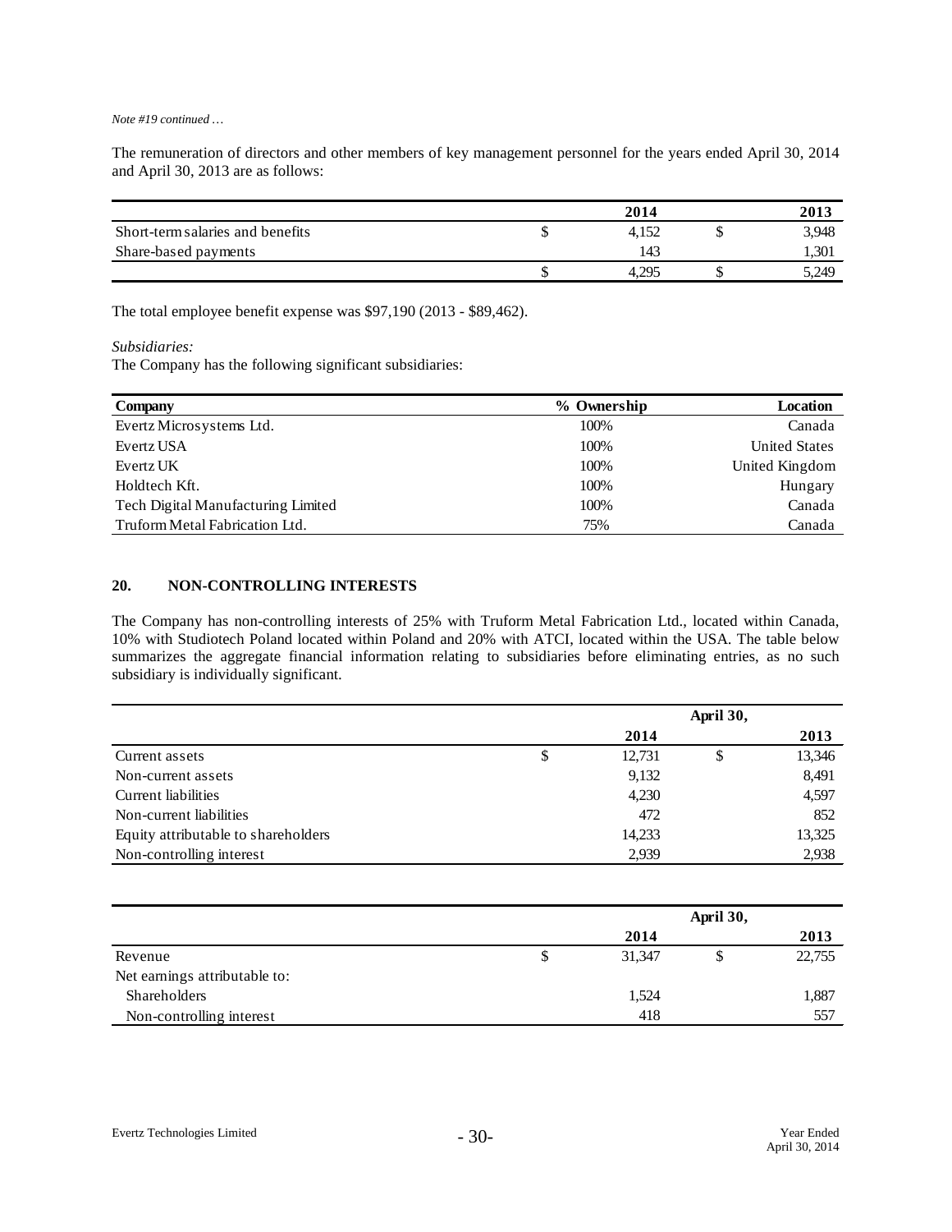*Note #19 continued …*

The remuneration of directors and other members of key management personnel for the years ended April 30, 2014 and April 30, 2013 are as follows:

| | 2014 | 2013 |
|---|---|---|
| Short-term salaries and benefits | $ 4,152 | $ 3,948 |
| Share-based payments | 143 | 1,301 |
| | $ 4,295 | $ 5,249 |

The total employee benefit expense was $97,190 (2013 - $89,462).

*Subsidiaries:*

The Company has the following significant subsidiaries:

| Company | % Ownership | Location |
|---|---|---|
| Evertz Microsystems Ltd. | 100% | Canada |
| Evertz USA | 100% | United States |
| Evertz UK | 100% | United Kingdom |
| Holdtech Kft. | 100% | Hungary |
| Tech Digital Manufacturing Limited | 100% | Canada |
| Truform Metal Fabrication Ltd. | 75% | Canada |

## 20. NON-CONTROLLING INTERESTS

The Company has non-controlling interests of 25% with Truform Metal Fabrication Ltd., located within Canada, 10% with Studiotech Poland located within Poland and 20% with ATCI, located within the USA. The table below summarizes the aggregate financial information relating to subsidiaries before eliminating entries, as no such subsidiary is individually significant.

| | April 30, | |
|---|---|---|
| | 2014 | 2013 |
| Current assets | $ 12,731 | $ 13,346 |
| Non-current assets | 9,132 | 8,491 |
| Current liabilities | 4,230 | 4,597 |
| Non-current liabilities | 472 | 852 |
| Equity attributable to shareholders | 14,233 | 13,325 |
| Non-controlling interest | 2,939 | 2,938 |

| | April 30, | |
|---|---|---|
| | 2014 | 2013 |
| Revenue | $ 31,347 | $ 22,755 |
| Net earnings attributable to: | | |
| Shareholders | 1,524 | 1,887 |
| Non-controlling interest | 418 | 557 |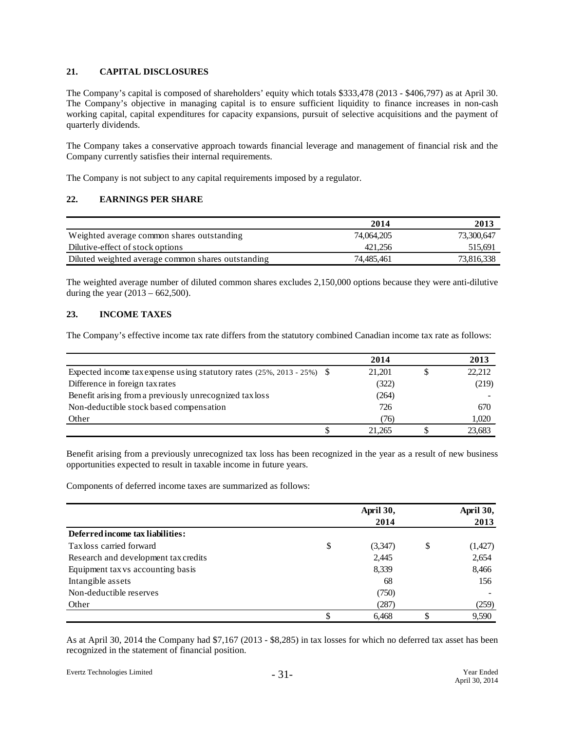## 21. CAPITAL DISCLOSURES

The Company's capital is composed of shareholders' equity which totals $333,478 (2013 - $406,797) as at April 30. The Company's objective in managing capital is to ensure sufficient liquidity to finance increases in non-cash working capital, capital expenditures for capacity expansions, pursuit of selective acquisitions and the payment of quarterly dividends.

The Company takes a conservative approach towards financial leverage and management of financial risk and the Company currently satisfies their internal requirements.

The Company is not subject to any capital requirements imposed by a regulator.

## 22. EARNINGS PER SHARE

| | 2014 | 2013 |
|---|---|---|
| Weighted average common shares outstanding | 74,064,205 | 73,300,647 |
| Dilutive-effect of stock options | 421,256 | 515,691 |
| Diluted weighted average common shares outstanding | 74,485,461 | 73,816,338 |

The weighted average number of diluted common shares excludes 2,150,000 options because they were anti-dilutive during the year (2013 – 662,500).

## 23. INCOME TAXES

The Company's effective income tax rate differs from the statutory combined Canadian income tax rate as follows:

| | | 2014 | | 2013 |
|---|---|---|---|---|
| Expected income tax expense using statutory rates (25%, 2013 - 25%) | $ | 21,201 | $ | 22,212 |
| Difference in foreign tax rates | | (322) | | (219) |
| Benefit arising from a previously unrecognized tax loss | | (264) | | - |
| Non-deductible stock based compensation | | 726 | | 670 |
| Other | | (76) | | 1,020 |
| | $ | 21,265 | $ | 23,683 |

Benefit arising from a previously unrecognized tax loss has been recognized in the year as a result of new business opportunities expected to result in taxable income in future years.

Components of deferred income taxes are summarized as follows:

| | | April 30, 2014 | | April 30, 2013 |
|---|---|---|---|---|
| **Deferred income tax liabilities:** | | | | |
| Tax loss carried forward | $ | (3,347) | $ | (1,427) |
| Research and development tax credits | | 2,445 | | 2,654 |
| Equipment tax vs accounting basis | | 8,339 | | 8,466 |
| Intangible assets | | 68 | | 156 |
| Non-deductible reserves | | (750) | | - |
| Other | | (287) | | (259) |
| | $ | 6,468 | $ | 9,590 |

As at April 30, 2014 the Company had $7,167 (2013 - $8,285) in tax losses for which no deferred tax asset has been recognized in the statement of financial position.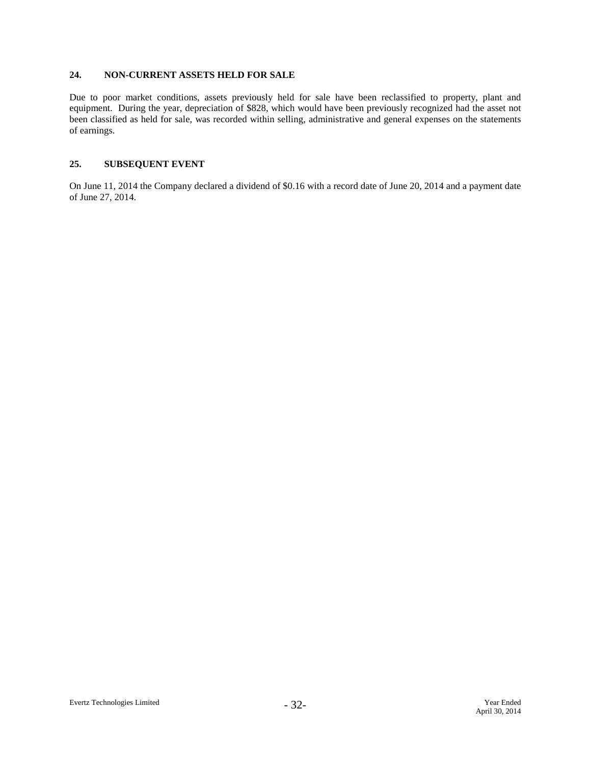## 24. NON-CURRENT ASSETS HELD FOR SALE

Due to poor market conditions, assets previously held for sale have been reclassified to property, plant and equipment. During the year, depreciation of $828, which would have been previously recognized had the asset not been classified as held for sale, was recorded within selling, administrative and general expenses on the statements of earnings.

## 25. SUBSEQUENT EVENT

On June 11, 2014 the Company declared a dividend of $0.16 with a record date of June 20, 2014 and a payment date of June 27, 2014.